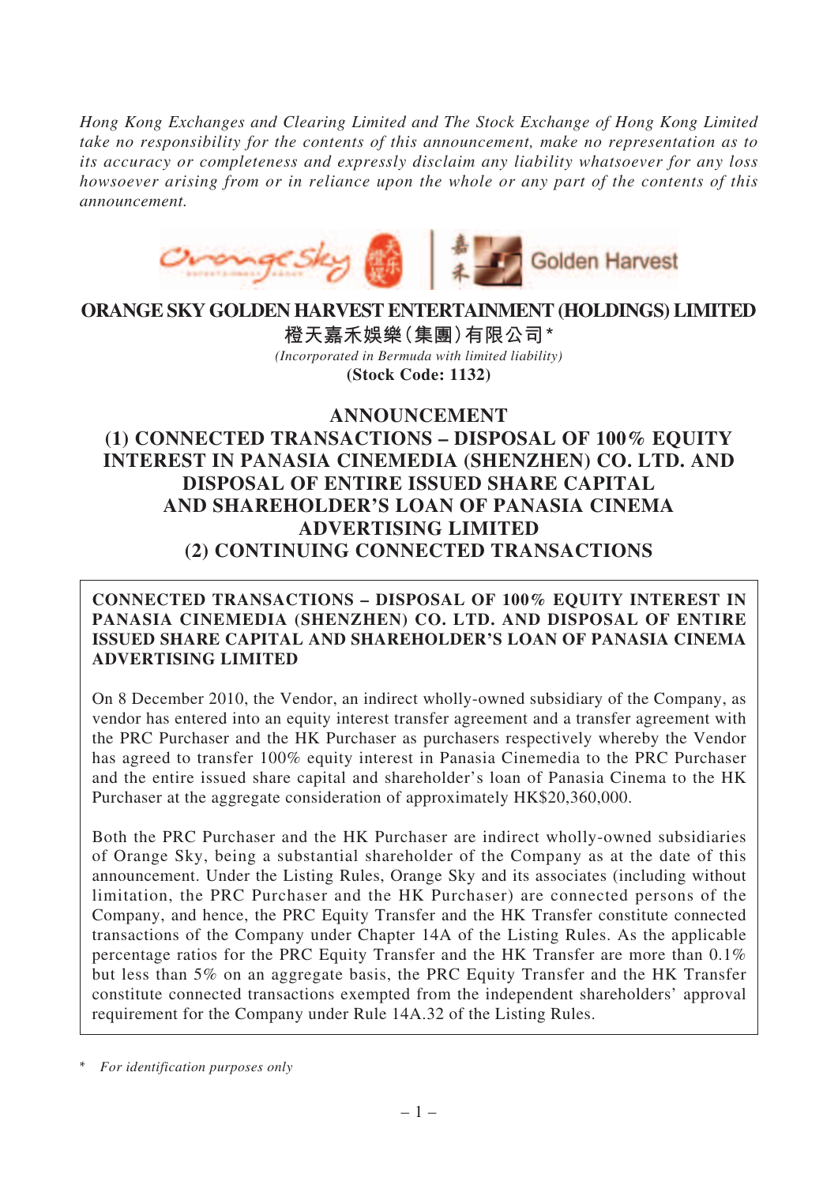*Hong Kong Exchanges and Clearing Limited and The Stock Exchange of Hong Kong Limited take no responsibility for the contents of this announcement, make no representation as to its accuracy or completeness and expressly disclaim any liability whatsoever for any loss howsoever arising from or in reliance upon the whole or any part of the contents of this announcement.*

# ORANGE SKY GOLDEN HARVEST ENTERTAINMENT (HOLDINGS) LIMITED

**橙天嘉禾娛樂(集團)有限公司\***

*(Incorporated in Bermuda with limited liability)*

**(Stock Code: 1132)**

## ANNOUNCEMENT
## (1) CONNECTED TRANSACTIONS – DISPOSAL OF 100% EQUITY INTEREST IN PANASIA CINEMEDIA (SHENZHEN) CO. LTD. AND DISPOSAL OF ENTIRE ISSUED SHARE CAPITAL AND SHAREHOLDER'S LOAN OF PANASIA CINEMA ADVERTISING LIMITED
## (2) CONTINUING CONNECTED TRANSACTIONS

**CONNECTED TRANSACTIONS – DISPOSAL OF 100% EQUITY INTEREST IN PANASIA CINEMEDIA (SHENZHEN) CO. LTD. AND DISPOSAL OF ENTIRE ISSUED SHARE CAPITAL AND SHAREHOLDER'S LOAN OF PANASIA CINEMA ADVERTISING LIMITED**

On 8 December 2010, the Vendor, an indirect wholly-owned subsidiary of the Company, as vendor has entered into an equity interest transfer agreement and a transfer agreement with the PRC Purchaser and the HK Purchaser as purchasers respectively whereby the Vendor has agreed to transfer 100% equity interest in Panasia Cinemedia to the PRC Purchaser and the entire issued share capital and shareholder's loan of Panasia Cinema to the HK Purchaser at the aggregate consideration of approximately HK$20,360,000.

Both the PRC Purchaser and the HK Purchaser are indirect wholly-owned subsidiaries of Orange Sky, being a substantial shareholder of the Company as at the date of this announcement. Under the Listing Rules, Orange Sky and its associates (including without limitation, the PRC Purchaser and the HK Purchaser) are connected persons of the Company, and hence, the PRC Equity Transfer and the HK Transfer constitute connected transactions of the Company under Chapter 14A of the Listing Rules. As the applicable percentage ratios for the PRC Equity Transfer and the HK Transfer are more than 0.1% but less than 5% on an aggregate basis, the PRC Equity Transfer and the HK Transfer constitute connected transactions exempted from the independent shareholders' approval requirement for the Company under Rule 14A.32 of the Listing Rules.

\* *For identification purposes only*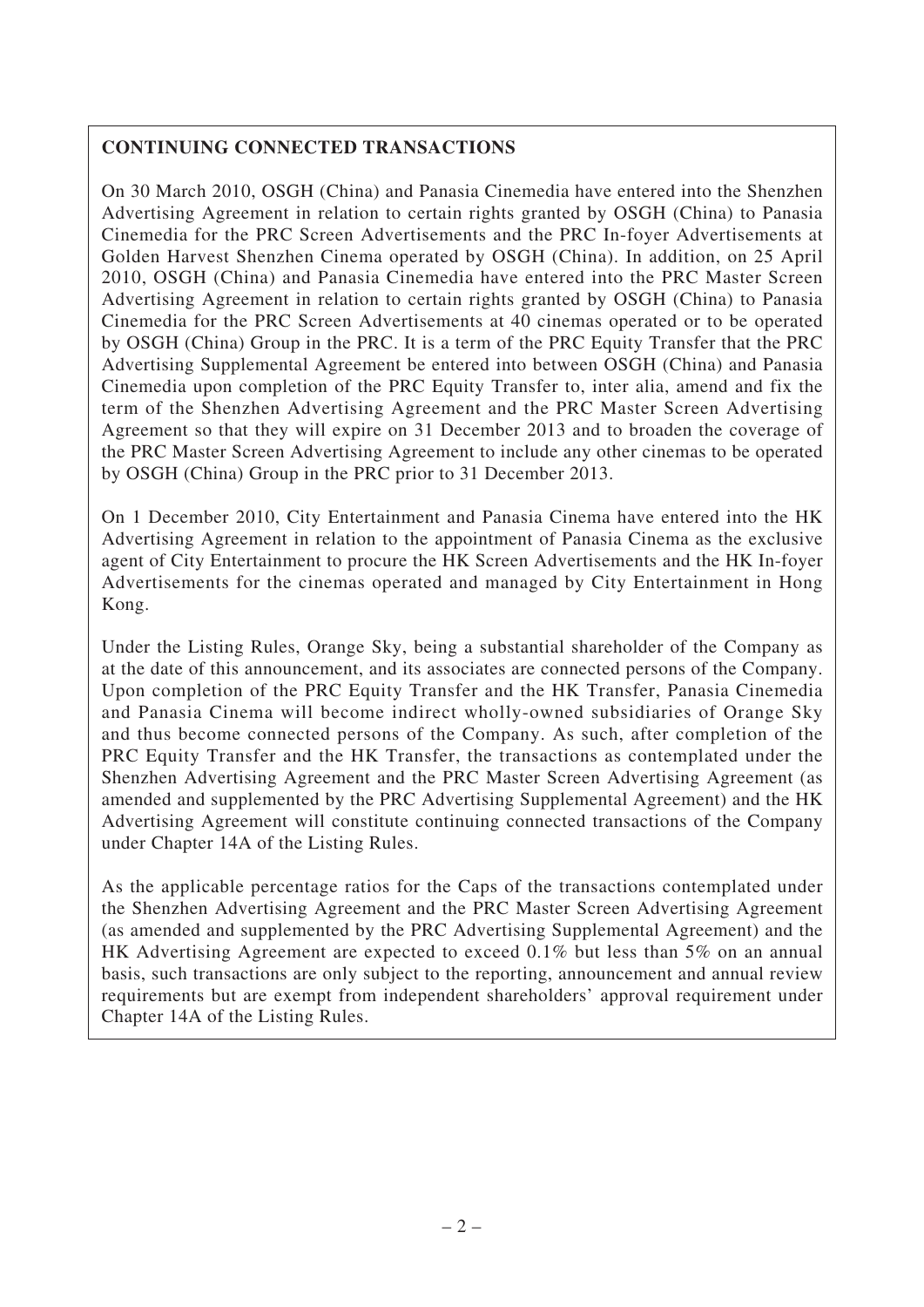**CONTINUING CONNECTED TRANSACTIONS**

On 30 March 2010, OSGH (China) and Panasia Cinemedia have entered into the Shenzhen Advertising Agreement in relation to certain rights granted by OSGH (China) to Panasia Cinemedia for the PRC Screen Advertisements and the PRC In-foyer Advertisements at Golden Harvest Shenzhen Cinema operated by OSGH (China). In addition, on 25 April 2010, OSGH (China) and Panasia Cinemedia have entered into the PRC Master Screen Advertising Agreement in relation to certain rights granted by OSGH (China) to Panasia Cinemedia for the PRC Screen Advertisements at 40 cinemas operated or to be operated by OSGH (China) Group in the PRC. It is a term of the PRC Equity Transfer that the PRC Advertising Supplemental Agreement be entered into between OSGH (China) and Panasia Cinemedia upon completion of the PRC Equity Transfer to, inter alia, amend and fix the term of the Shenzhen Advertising Agreement and the PRC Master Screen Advertising Agreement so that they will expire on 31 December 2013 and to broaden the coverage of the PRC Master Screen Advertising Agreement to include any other cinemas to be operated by OSGH (China) Group in the PRC prior to 31 December 2013.

On 1 December 2010, City Entertainment and Panasia Cinema have entered into the HK Advertising Agreement in relation to the appointment of Panasia Cinema as the exclusive agent of City Entertainment to procure the HK Screen Advertisements and the HK In-foyer Advertisements for the cinemas operated and managed by City Entertainment in Hong Kong.

Under the Listing Rules, Orange Sky, being a substantial shareholder of the Company as at the date of this announcement, and its associates are connected persons of the Company. Upon completion of the PRC Equity Transfer and the HK Transfer, Panasia Cinemedia and Panasia Cinema will become indirect wholly-owned subsidiaries of Orange Sky and thus become connected persons of the Company. As such, after completion of the PRC Equity Transfer and the HK Transfer, the transactions as contemplated under the Shenzhen Advertising Agreement and the PRC Master Screen Advertising Agreement (as amended and supplemented by the PRC Advertising Supplemental Agreement) and the HK Advertising Agreement will constitute continuing connected transactions of the Company under Chapter 14A of the Listing Rules.

As the applicable percentage ratios for the Caps of the transactions contemplated under the Shenzhen Advertising Agreement and the PRC Master Screen Advertising Agreement (as amended and supplemented by the PRC Advertising Supplemental Agreement) and the HK Advertising Agreement are expected to exceed 0.1% but less than 5% on an annual basis, such transactions are only subject to the reporting, announcement and annual review requirements but are exempt from independent shareholders' approval requirement under Chapter 14A of the Listing Rules.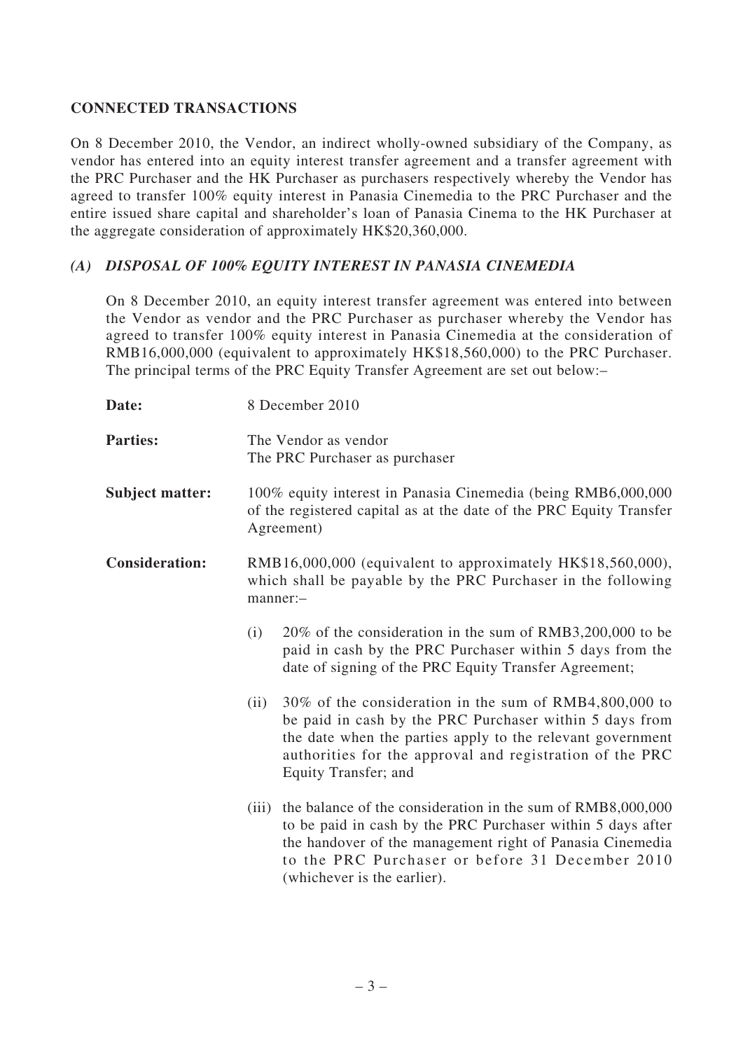## CONNECTED TRANSACTIONS

On 8 December 2010, the Vendor, an indirect wholly-owned subsidiary of the Company, as vendor has entered into an equity interest transfer agreement and a transfer agreement with the PRC Purchaser and the HK Purchaser as purchasers respectively whereby the Vendor has agreed to transfer 100% equity interest in Panasia Cinemedia to the PRC Purchaser and the entire issued share capital and shareholder's loan of Panasia Cinema to the HK Purchaser at the aggregate consideration of approximately HK$20,360,000.

### *(A) DISPOSAL OF 100% EQUITY INTEREST IN PANASIA CINEMEDIA*

On 8 December 2010, an equity interest transfer agreement was entered into between the Vendor as vendor and the PRC Purchaser as purchaser whereby the Vendor has agreed to transfer 100% equity interest in Panasia Cinemedia at the consideration of RMB16,000,000 (equivalent to approximately HK$18,560,000) to the PRC Purchaser. The principal terms of the PRC Equity Transfer Agreement are set out below:–

**Date:** 8 December 2010

**Parties:** The Vendor as vendor
The PRC Purchaser as purchaser

**Subject matter:** 100% equity interest in Panasia Cinemedia (being RMB6,000,000 of the registered capital as at the date of the PRC Equity Transfer Agreement)

**Consideration:** RMB16,000,000 (equivalent to approximately HK$18,560,000), which shall be payable by the PRC Purchaser in the following manner:–

(i) 20% of the consideration in the sum of RMB3,200,000 to be paid in cash by the PRC Purchaser within 5 days from the date of signing of the PRC Equity Transfer Agreement;

(ii) 30% of the consideration in the sum of RMB4,800,000 to be paid in cash by the PRC Purchaser within 5 days from the date when the parties apply to the relevant government authorities for the approval and registration of the PRC Equity Transfer; and

(iii) the balance of the consideration in the sum of RMB8,000,000 to be paid in cash by the PRC Purchaser within 5 days after the handover of the management right of Panasia Cinemedia to the PRC Purchaser or before 31 December 2010 (whichever is the earlier).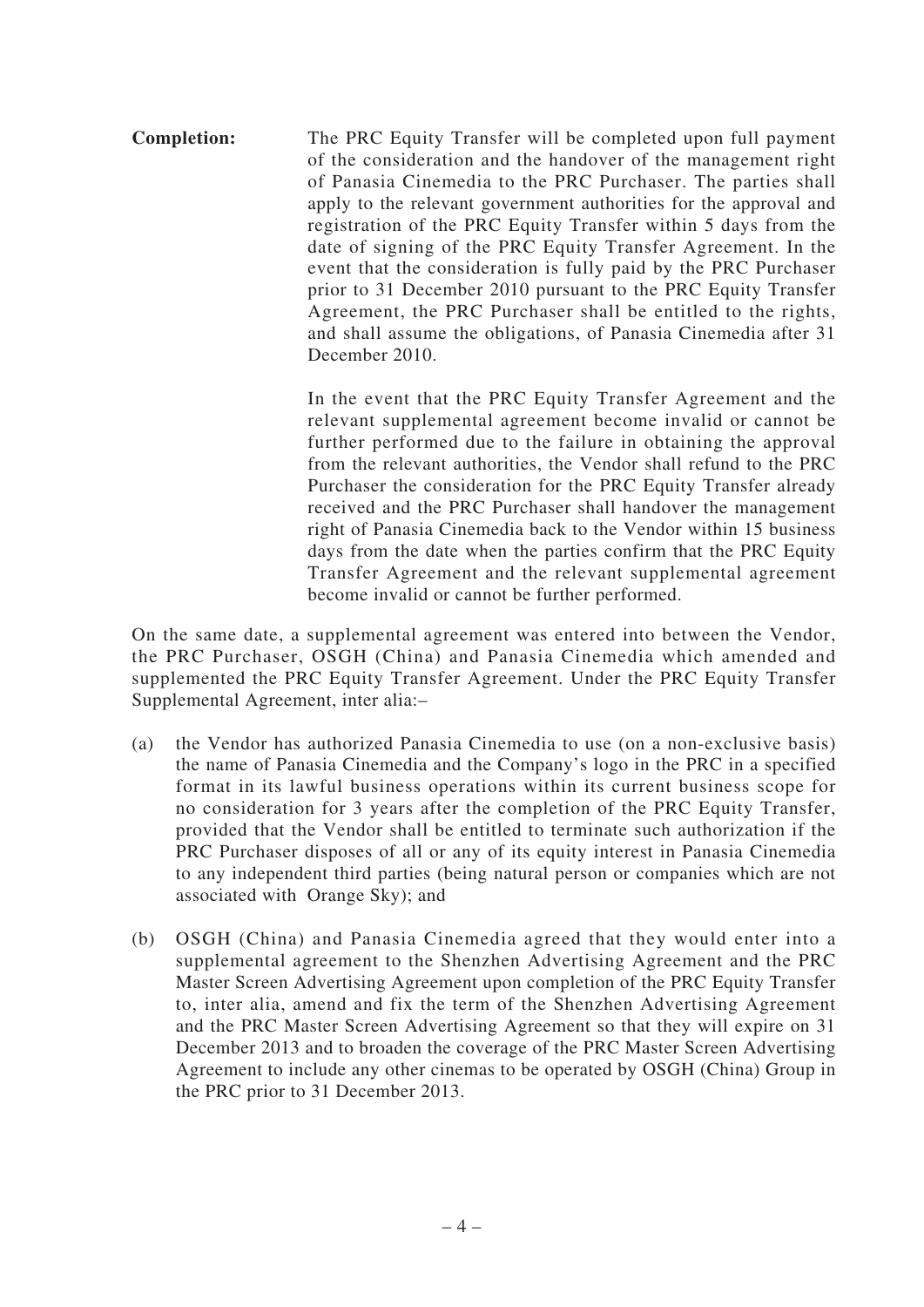**Completion:** The PRC Equity Transfer will be completed upon full payment of the consideration and the handover of the management right of Panasia Cinemedia to the PRC Purchaser. The parties shall apply to the relevant government authorities for the approval and registration of the PRC Equity Transfer within 5 days from the date of signing of the PRC Equity Transfer Agreement. In the event that the consideration is fully paid by the PRC Purchaser prior to 31 December 2010 pursuant to the PRC Equity Transfer Agreement, the PRC Purchaser shall be entitled to the rights, and shall assume the obligations, of Panasia Cinemedia after 31 December 2010.

In the event that the PRC Equity Transfer Agreement and the relevant supplemental agreement become invalid or cannot be further performed due to the failure in obtaining the approval from the relevant authorities, the Vendor shall refund to the PRC Purchaser the consideration for the PRC Equity Transfer already received and the PRC Purchaser shall handover the management right of Panasia Cinemedia back to the Vendor within 15 business days from the date when the parties confirm that the PRC Equity Transfer Agreement and the relevant supplemental agreement become invalid or cannot be further performed.

On the same date, a supplemental agreement was entered into between the Vendor, the PRC Purchaser, OSGH (China) and Panasia Cinemedia which amended and supplemented the PRC Equity Transfer Agreement. Under the PRC Equity Transfer Supplemental Agreement, inter alia:–

(a) the Vendor has authorized Panasia Cinemedia to use (on a non-exclusive basis) the name of Panasia Cinemedia and the Company's logo in the PRC in a specified format in its lawful business operations within its current business scope for no consideration for 3 years after the completion of the PRC Equity Transfer, provided that the Vendor shall be entitled to terminate such authorization if the PRC Purchaser disposes of all or any of its equity interest in Panasia Cinemedia to any independent third parties (being natural person or companies which are not associated with Orange Sky); and

(b) OSGH (China) and Panasia Cinemedia agreed that they would enter into a supplemental agreement to the Shenzhen Advertising Agreement and the PRC Master Screen Advertising Agreement upon completion of the PRC Equity Transfer to, inter alia, amend and fix the term of the Shenzhen Advertising Agreement and the PRC Master Screen Advertising Agreement so that they will expire on 31 December 2013 and to broaden the coverage of the PRC Master Screen Advertising Agreement to include any other cinemas to be operated by OSGH (China) Group in the PRC prior to 31 December 2013.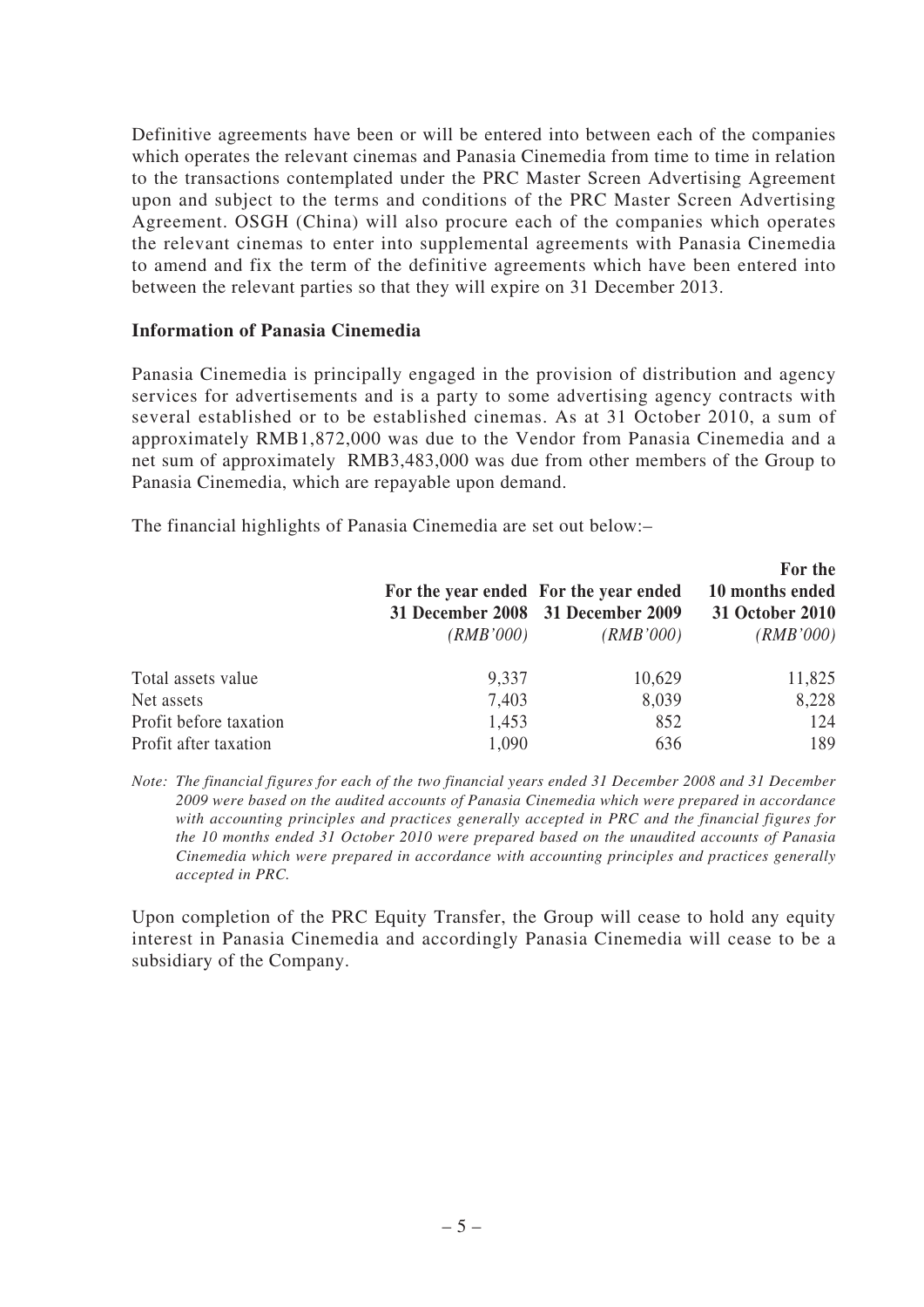Definitive agreements have been or will be entered into between each of the companies which operates the relevant cinemas and Panasia Cinemedia from time to time in relation to the transactions contemplated under the PRC Master Screen Advertising Agreement upon and subject to the terms and conditions of the PRC Master Screen Advertising Agreement. OSGH (China) will also procure each of the companies which operates the relevant cinemas to enter into supplemental agreements with Panasia Cinemedia to amend and fix the term of the definitive agreements which have been entered into between the relevant parties so that they will expire on 31 December 2013.

**Information of Panasia Cinemedia**

Panasia Cinemedia is principally engaged in the provision of distribution and agency services for advertisements and is a party to some advertising agency contracts with several established or to be established cinemas. As at 31 October 2010, a sum of approximately RMB1,872,000 was due to the Vendor from Panasia Cinemedia and a net sum of approximately RMB3,483,000 was due from other members of the Group to Panasia Cinemedia, which are repayable upon demand.

The financial highlights of Panasia Cinemedia are set out below:–

| | **For the year ended 31 December 2008** *(RMB'000)* | **For the year ended 31 December 2009** *(RMB'000)* | **For the 10 months ended 31 October 2010** *(RMB'000)* |
|---|---|---|---|
| Total assets value | 9,337 | 10,629 | 11,825 |
| Net assets | 7,403 | 8,039 | 8,228 |
| Profit before taxation | 1,453 | 852 | 124 |
| Profit after taxation | 1,090 | 636 | 189 |

*Note: The financial figures for each of the two financial years ended 31 December 2008 and 31 December 2009 were based on the audited accounts of Panasia Cinemedia which were prepared in accordance with accounting principles and practices generally accepted in PRC and the financial figures for the 10 months ended 31 October 2010 were prepared based on the unaudited accounts of Panasia Cinemedia which were prepared in accordance with accounting principles and practices generally accepted in PRC.*

Upon completion of the PRC Equity Transfer, the Group will cease to hold any equity interest in Panasia Cinemedia and accordingly Panasia Cinemedia will cease to be a subsidiary of the Company.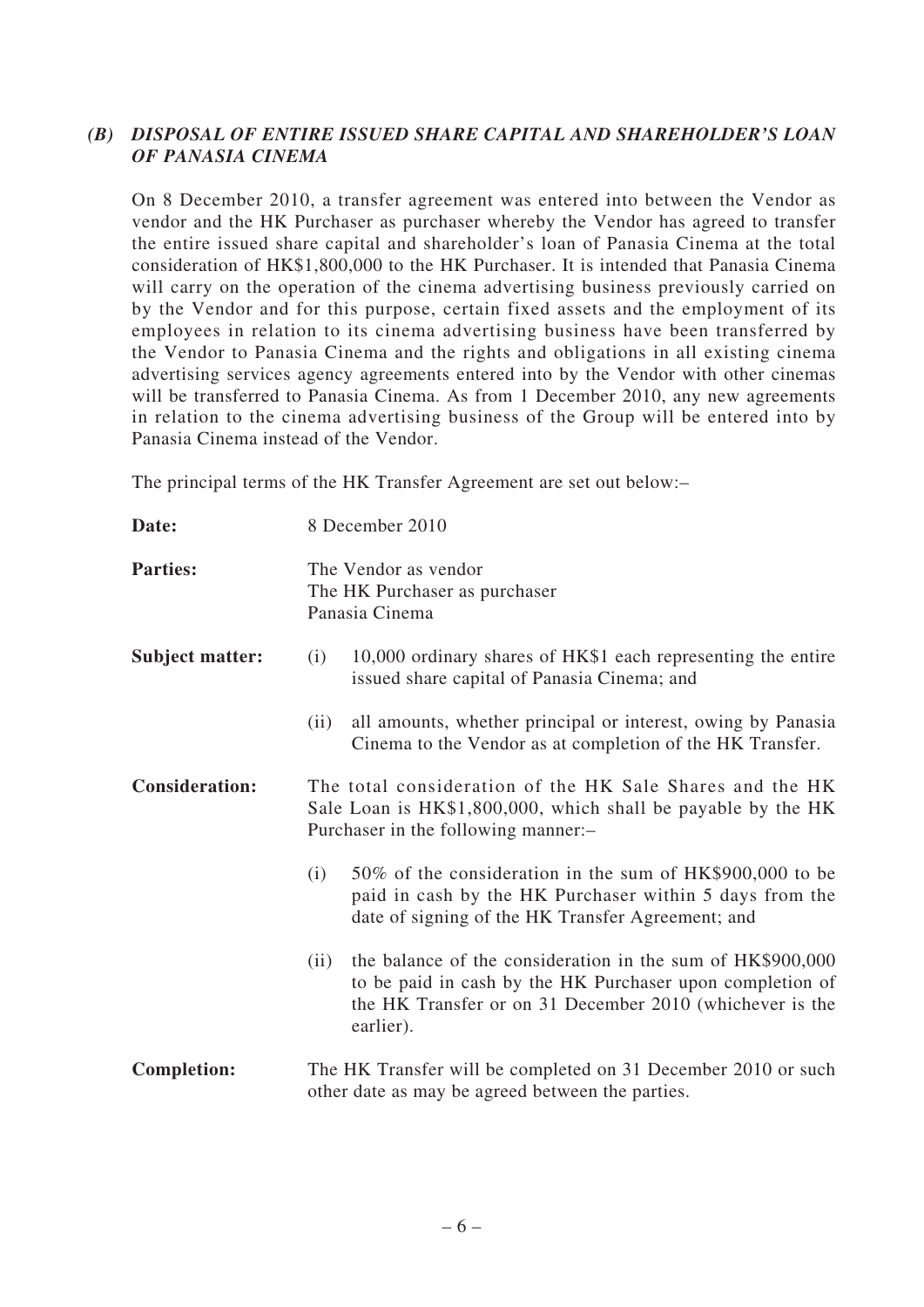### *(B) DISPOSAL OF ENTIRE ISSUED SHARE CAPITAL AND SHAREHOLDER'S LOAN OF PANASIA CINEMA*

On 8 December 2010, a transfer agreement was entered into between the Vendor as vendor and the HK Purchaser as purchaser whereby the Vendor has agreed to transfer the entire issued share capital and shareholder's loan of Panasia Cinema at the total consideration of HK$1,800,000 to the HK Purchaser. It is intended that Panasia Cinema will carry on the operation of the cinema advertising business previously carried on by the Vendor and for this purpose, certain fixed assets and the employment of its employees in relation to its cinema advertising business have been transferred by the Vendor to Panasia Cinema and the rights and obligations in all existing cinema advertising services agency agreements entered into by the Vendor with other cinemas will be transferred to Panasia Cinema. As from 1 December 2010, any new agreements in relation to the cinema advertising business of the Group will be entered into by Panasia Cinema instead of the Vendor.

The principal terms of the HK Transfer Agreement are set out below:–

**Date:** 8 December 2010

**Parties:** The Vendor as vendor
The HK Purchaser as purchaser
Panasia Cinema

**Subject matter:**

(i) 10,000 ordinary shares of HK$1 each representing the entire issued share capital of Panasia Cinema; and

(ii) all amounts, whether principal or interest, owing by Panasia Cinema to the Vendor as at completion of the HK Transfer.

**Consideration:** The total consideration of the HK Sale Shares and the HK Sale Loan is HK$1,800,000, which shall be payable by the HK Purchaser in the following manner:–

(i) 50% of the consideration in the sum of HK$900,000 to be paid in cash by the HK Purchaser within 5 days from the date of signing of the HK Transfer Agreement; and

(ii) the balance of the consideration in the sum of HK$900,000 to be paid in cash by the HK Purchaser upon completion of the HK Transfer or on 31 December 2010 (whichever is the earlier).

**Completion:** The HK Transfer will be completed on 31 December 2010 or such other date as may be agreed between the parties.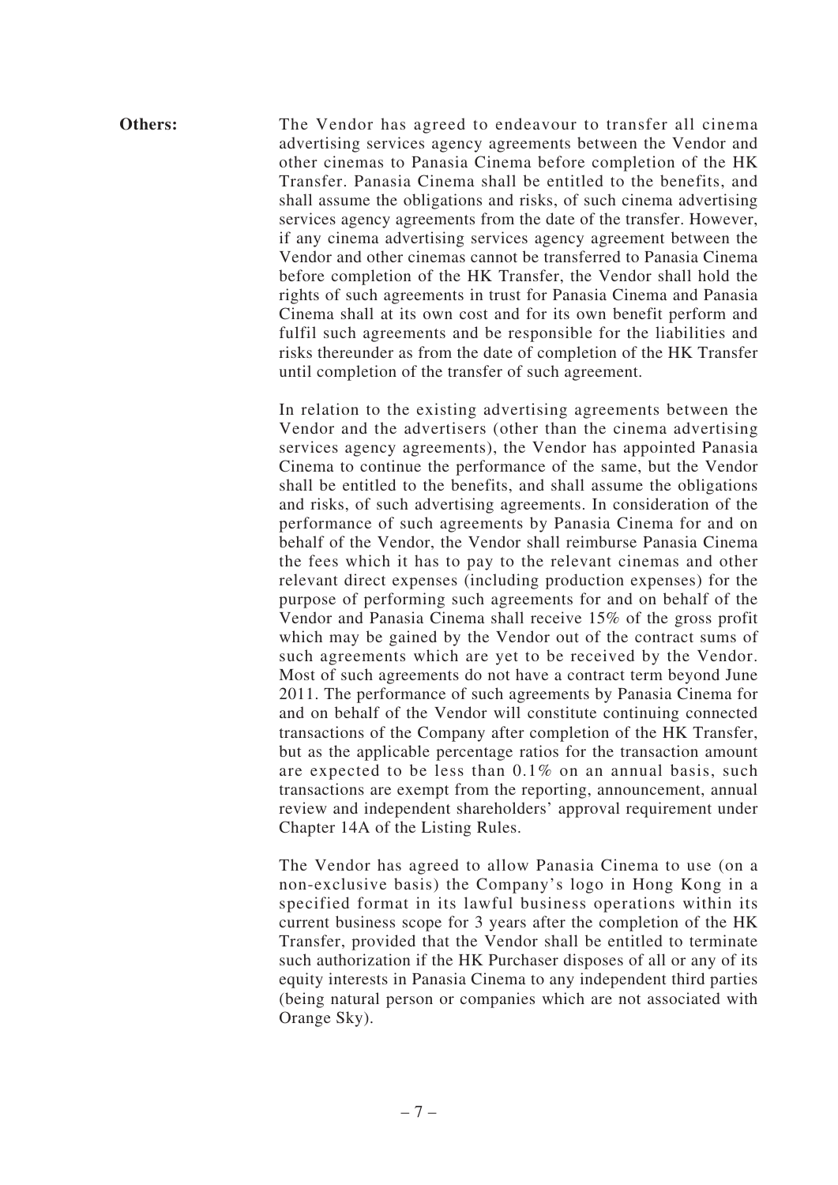**Others:** The Vendor has agreed to endeavour to transfer all cinema advertising services agency agreements between the Vendor and other cinemas to Panasia Cinema before completion of the HK Transfer. Panasia Cinema shall be entitled to the benefits, and shall assume the obligations and risks, of such cinema advertising services agency agreements from the date of the transfer. However, if any cinema advertising services agency agreement between the Vendor and other cinemas cannot be transferred to Panasia Cinema before completion of the HK Transfer, the Vendor shall hold the rights of such agreements in trust for Panasia Cinema and Panasia Cinema shall at its own cost and for its own benefit perform and fulfil such agreements and be responsible for the liabilities and risks thereunder as from the date of completion of the HK Transfer until completion of the transfer of such agreement.

In relation to the existing advertising agreements between the Vendor and the advertisers (other than the cinema advertising services agency agreements), the Vendor has appointed Panasia Cinema to continue the performance of the same, but the Vendor shall be entitled to the benefits, and shall assume the obligations and risks, of such advertising agreements. In consideration of the performance of such agreements by Panasia Cinema for and on behalf of the Vendor, the Vendor shall reimburse Panasia Cinema the fees which it has to pay to the relevant cinemas and other relevant direct expenses (including production expenses) for the purpose of performing such agreements for and on behalf of the Vendor and Panasia Cinema shall receive 15% of the gross profit which may be gained by the Vendor out of the contract sums of such agreements which are yet to be received by the Vendor. Most of such agreements do not have a contract term beyond June 2011. The performance of such agreements by Panasia Cinema for and on behalf of the Vendor will constitute continuing connected transactions of the Company after completion of the HK Transfer, but as the applicable percentage ratios for the transaction amount are expected to be less than 0.1% on an annual basis, such transactions are exempt from the reporting, announcement, annual review and independent shareholders' approval requirement under Chapter 14A of the Listing Rules.

The Vendor has agreed to allow Panasia Cinema to use (on a non-exclusive basis) the Company's logo in Hong Kong in a specified format in its lawful business operations within its current business scope for 3 years after the completion of the HK Transfer, provided that the Vendor shall be entitled to terminate such authorization if the HK Purchaser disposes of all or any of its equity interests in Panasia Cinema to any independent third parties (being natural person or companies which are not associated with Orange Sky).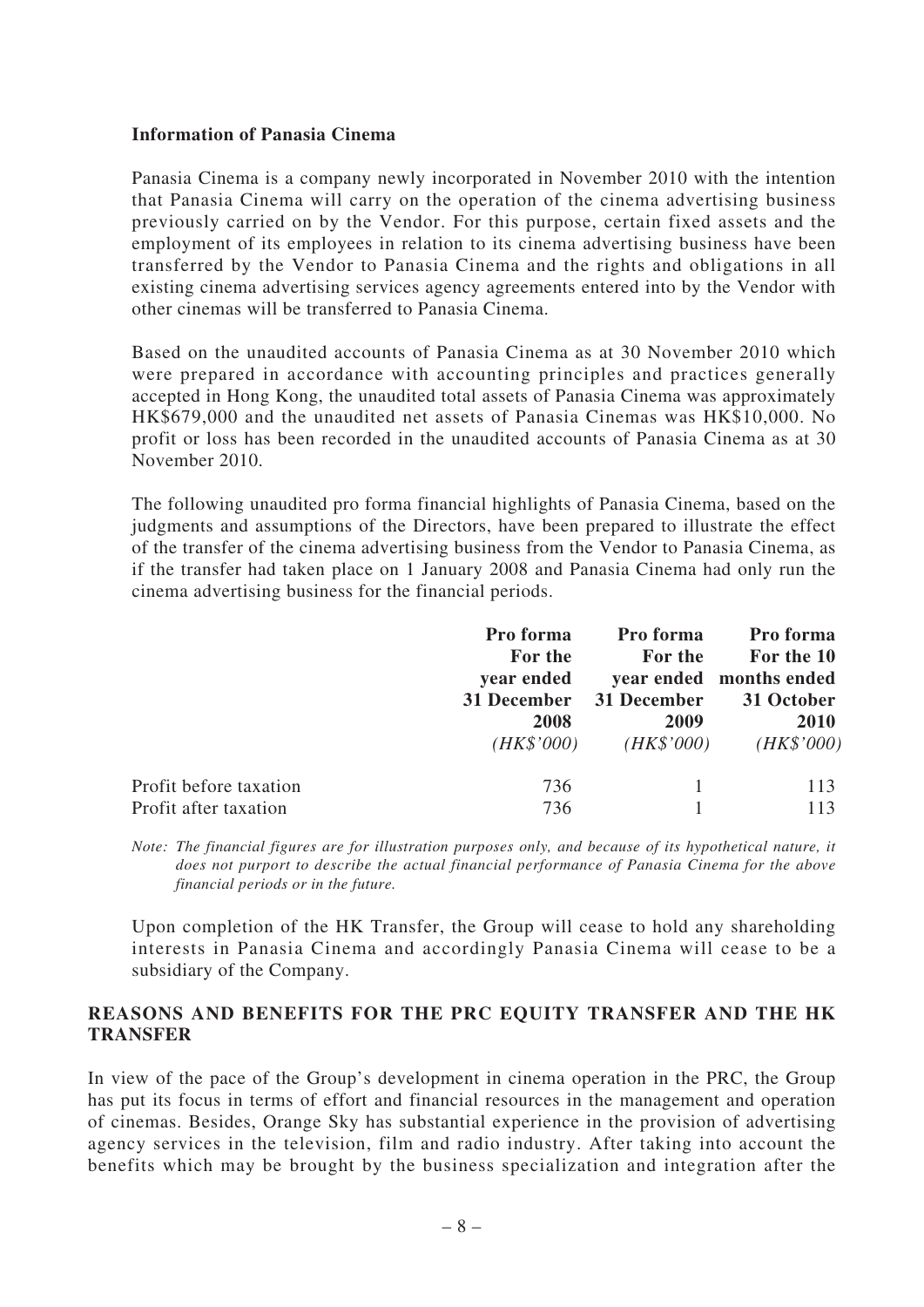**Information of Panasia Cinema**

Panasia Cinema is a company newly incorporated in November 2010 with the intention that Panasia Cinema will carry on the operation of the cinema advertising business previously carried on by the Vendor. For this purpose, certain fixed assets and the employment of its employees in relation to its cinema advertising business have been transferred by the Vendor to Panasia Cinema and the rights and obligations in all existing cinema advertising services agency agreements entered into by the Vendor with other cinemas will be transferred to Panasia Cinema.

Based on the unaudited accounts of Panasia Cinema as at 30 November 2010 which were prepared in accordance with accounting principles and practices generally accepted in Hong Kong, the unaudited total assets of Panasia Cinema was approximately HK$679,000 and the unaudited net assets of Panasia Cinemas was HK$10,000. No profit or loss has been recorded in the unaudited accounts of Panasia Cinema as at 30 November 2010.

The following unaudited pro forma financial highlights of Panasia Cinema, based on the judgments and assumptions of the Directors, have been prepared to illustrate the effect of the transfer of the cinema advertising business from the Vendor to Panasia Cinema, as if the transfer had taken place on 1 January 2008 and Panasia Cinema had only run the cinema advertising business for the financial periods.

| | **Pro forma For the year ended 31 December 2008** *(HK$'000)* | **Pro forma For the year ended 31 December 2009** *(HK$'000)* | **Pro forma For the 10 months ended 31 October 2010** *(HK$'000)* |
|---|---|---|---|
| Profit before taxation | 736 | 1 | 113 |
| Profit after taxation | 736 | 1 | 113 |

*Note: The financial figures are for illustration purposes only, and because of its hypothetical nature, it does not purport to describe the actual financial performance of Panasia Cinema for the above financial periods or in the future.*

Upon completion of the HK Transfer, the Group will cease to hold any shareholding interests in Panasia Cinema and accordingly Panasia Cinema will cease to be a subsidiary of the Company.

## REASONS AND BENEFITS FOR THE PRC EQUITY TRANSFER AND THE HK TRANSFER

In view of the pace of the Group's development in cinema operation in the PRC, the Group has put its focus in terms of effort and financial resources in the management and operation of cinemas. Besides, Orange Sky has substantial experience in the provision of advertising agency services in the television, film and radio industry. After taking into account the benefits which may be brought by the business specialization and integration after the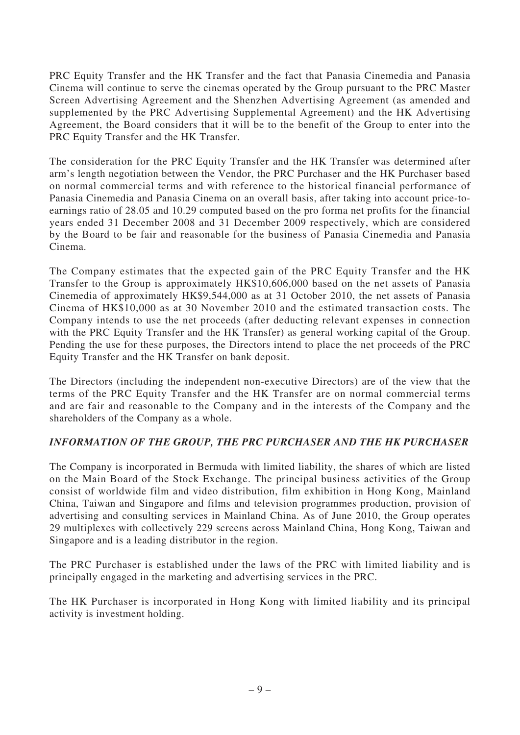PRC Equity Transfer and the HK Transfer and the fact that Panasia Cinemedia and Panasia Cinema will continue to serve the cinemas operated by the Group pursuant to the PRC Master Screen Advertising Agreement and the Shenzhen Advertising Agreement (as amended and supplemented by the PRC Advertising Supplemental Agreement) and the HK Advertising Agreement, the Board considers that it will be to the benefit of the Group to enter into the PRC Equity Transfer and the HK Transfer.

The consideration for the PRC Equity Transfer and the HK Transfer was determined after arm's length negotiation between the Vendor, the PRC Purchaser and the HK Purchaser based on normal commercial terms and with reference to the historical financial performance of Panasia Cinemedia and Panasia Cinema on an overall basis, after taking into account price-to-earnings ratio of 28.05 and 10.29 computed based on the pro forma net profits for the financial years ended 31 December 2008 and 31 December 2009 respectively, which are considered by the Board to be fair and reasonable for the business of Panasia Cinemedia and Panasia Cinema.

The Company estimates that the expected gain of the PRC Equity Transfer and the HK Transfer to the Group is approximately HK$10,606,000 based on the net assets of Panasia Cinemedia of approximately HK$9,544,000 as at 31 October 2010, the net assets of Panasia Cinema of HK$10,000 as at 30 November 2010 and the estimated transaction costs. The Company intends to use the net proceeds (after deducting relevant expenses in connection with the PRC Equity Transfer and the HK Transfer) as general working capital of the Group. Pending the use for these purposes, the Directors intend to place the net proceeds of the PRC Equity Transfer and the HK Transfer on bank deposit.

The Directors (including the independent non-executive Directors) are of the view that the terms of the PRC Equity Transfer and the HK Transfer are on normal commercial terms and are fair and reasonable to the Company and in the interests of the Company and the shareholders of the Company as a whole.

***INFORMATION OF THE GROUP, THE PRC PURCHASER AND THE HK PURCHASER***

The Company is incorporated in Bermuda with limited liability, the shares of which are listed on the Main Board of the Stock Exchange. The principal business activities of the Group consist of worldwide film and video distribution, film exhibition in Hong Kong, Mainland China, Taiwan and Singapore and films and television programmes production, provision of advertising and consulting services in Mainland China. As of June 2010, the Group operates 29 multiplexes with collectively 229 screens across Mainland China, Hong Kong, Taiwan and Singapore and is a leading distributor in the region.

The PRC Purchaser is established under the laws of the PRC with limited liability and is principally engaged in the marketing and advertising services in the PRC.

The HK Purchaser is incorporated in Hong Kong with limited liability and its principal activity is investment holding.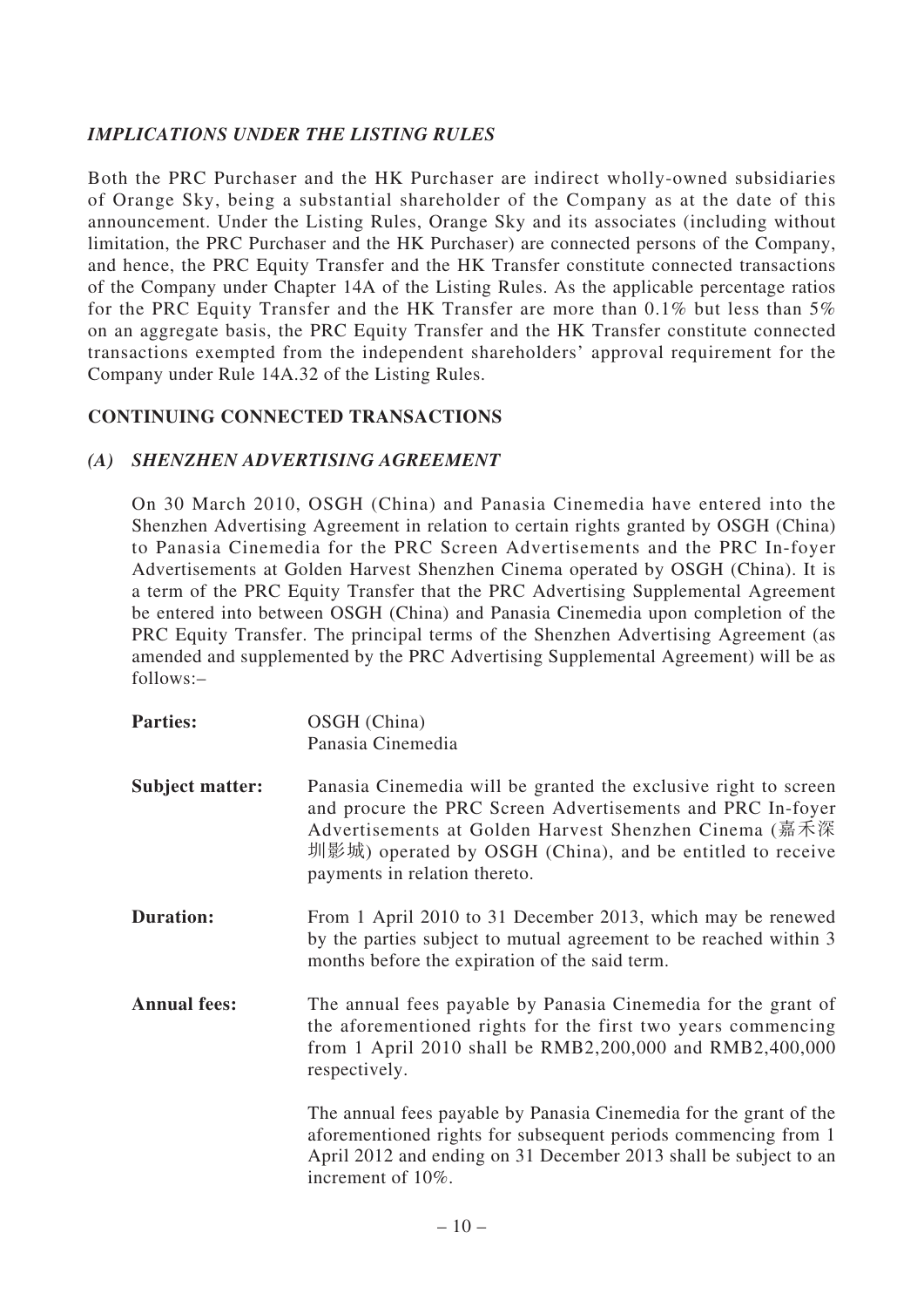### *IMPLICATIONS UNDER THE LISTING RULES*

Both the PRC Purchaser and the HK Purchaser are indirect wholly-owned subsidiaries of Orange Sky, being a substantial shareholder of the Company as at the date of this announcement. Under the Listing Rules, Orange Sky and its associates (including without limitation, the PRC Purchaser and the HK Purchaser) are connected persons of the Company, and hence, the PRC Equity Transfer and the HK Transfer constitute connected transactions of the Company under Chapter 14A of the Listing Rules. As the applicable percentage ratios for the PRC Equity Transfer and the HK Transfer are more than 0.1% but less than 5% on an aggregate basis, the PRC Equity Transfer and the HK Transfer constitute connected transactions exempted from the independent shareholders' approval requirement for the Company under Rule 14A.32 of the Listing Rules.

## CONTINUING CONNECTED TRANSACTIONS

### *(A) SHENZHEN ADVERTISING AGREEMENT*

On 30 March 2010, OSGH (China) and Panasia Cinemedia have entered into the Shenzhen Advertising Agreement in relation to certain rights granted by OSGH (China) to Panasia Cinemedia for the PRC Screen Advertisements and the PRC In-foyer Advertisements at Golden Harvest Shenzhen Cinema operated by OSGH (China). It is a term of the PRC Equity Transfer that the PRC Advertising Supplemental Agreement be entered into between OSGH (China) and Panasia Cinemedia upon completion of the PRC Equity Transfer. The principal terms of the Shenzhen Advertising Agreement (as amended and supplemented by the PRC Advertising Supplemental Agreement) will be as follows:–

**Parties:** OSGH (China)
Panasia Cinemedia

**Subject matter:** Panasia Cinemedia will be granted the exclusive right to screen and procure the PRC Screen Advertisements and PRC In-foyer Advertisements at Golden Harvest Shenzhen Cinema (嘉禾深圳影城) operated by OSGH (China), and be entitled to receive payments in relation thereto.

**Duration:** From 1 April 2010 to 31 December 2013, which may be renewed by the parties subject to mutual agreement to be reached within 3 months before the expiration of the said term.

**Annual fees:** The annual fees payable by Panasia Cinemedia for the grant of the aforementioned rights for the first two years commencing from 1 April 2010 shall be RMB2,200,000 and RMB2,400,000 respectively.

The annual fees payable by Panasia Cinemedia for the grant of the aforementioned rights for subsequent periods commencing from 1 April 2012 and ending on 31 December 2013 shall be subject to an increment of 10%.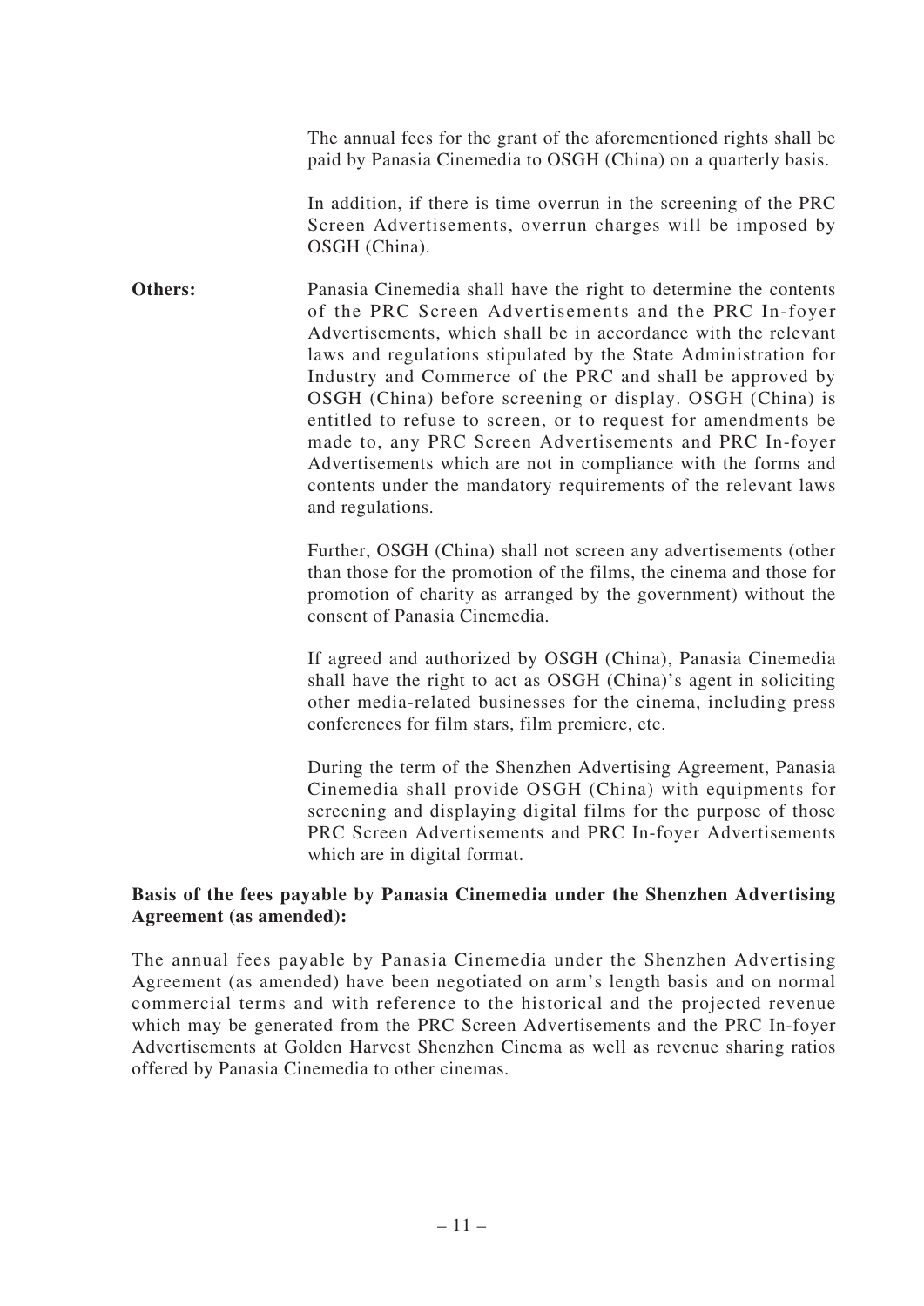The annual fees for the grant of the aforementioned rights shall be paid by Panasia Cinemedia to OSGH (China) on a quarterly basis.

In addition, if there is time overrun in the screening of the PRC Screen Advertisements, overrun charges will be imposed by OSGH (China).

**Others:** Panasia Cinemedia shall have the right to determine the contents of the PRC Screen Advertisements and the PRC In-foyer Advertisements, which shall be in accordance with the relevant laws and regulations stipulated by the State Administration for Industry and Commerce of the PRC and shall be approved by OSGH (China) before screening or display. OSGH (China) is entitled to refuse to screen, or to request for amendments be made to, any PRC Screen Advertisements and PRC In-foyer Advertisements which are not in compliance with the forms and contents under the mandatory requirements of the relevant laws and regulations.

Further, OSGH (China) shall not screen any advertisements (other than those for the promotion of the films, the cinema and those for promotion of charity as arranged by the government) without the consent of Panasia Cinemedia.

If agreed and authorized by OSGH (China), Panasia Cinemedia shall have the right to act as OSGH (China)'s agent in soliciting other media-related businesses for the cinema, including press conferences for film stars, film premiere, etc.

During the term of the Shenzhen Advertising Agreement, Panasia Cinemedia shall provide OSGH (China) with equipments for screening and displaying digital films for the purpose of those PRC Screen Advertisements and PRC In-foyer Advertisements which are in digital format.

**Basis of the fees payable by Panasia Cinemedia under the Shenzhen Advertising Agreement (as amended):**

The annual fees payable by Panasia Cinemedia under the Shenzhen Advertising Agreement (as amended) have been negotiated on arm's length basis and on normal commercial terms and with reference to the historical and the projected revenue which may be generated from the PRC Screen Advertisements and the PRC In-foyer Advertisements at Golden Harvest Shenzhen Cinema as well as revenue sharing ratios offered by Panasia Cinemedia to other cinemas.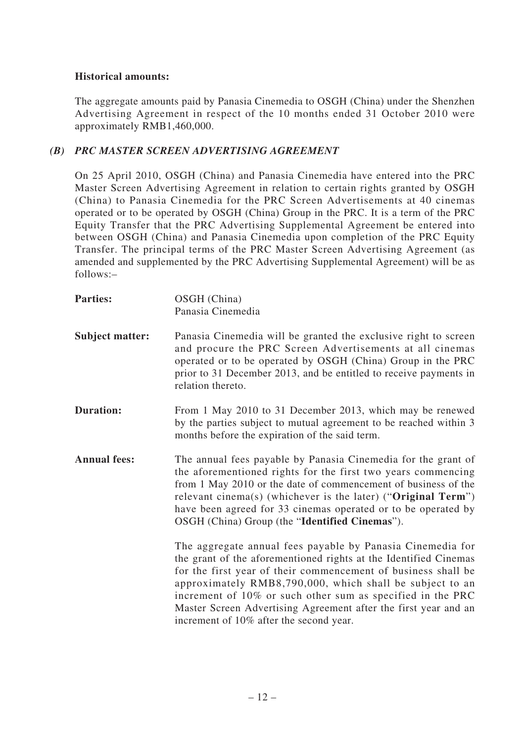**Historical amounts:**

The aggregate amounts paid by Panasia Cinemedia to OSGH (China) under the Shenzhen Advertising Agreement in respect of the 10 months ended 31 October 2010 were approximately RMB1,460,000.

### *(B) PRC MASTER SCREEN ADVERTISING AGREEMENT*

On 25 April 2010, OSGH (China) and Panasia Cinemedia have entered into the PRC Master Screen Advertising Agreement in relation to certain rights granted by OSGH (China) to Panasia Cinemedia for the PRC Screen Advertisements at 40 cinemas operated or to be operated by OSGH (China) Group in the PRC. It is a term of the PRC Equity Transfer that the PRC Advertising Supplemental Agreement be entered into between OSGH (China) and Panasia Cinemedia upon completion of the PRC Equity Transfer. The principal terms of the PRC Master Screen Advertising Agreement (as amended and supplemented by the PRC Advertising Supplemental Agreement) will be as follows:–

**Parties:** OSGH (China)
Panasia Cinemedia

**Subject matter:** Panasia Cinemedia will be granted the exclusive right to screen and procure the PRC Screen Advertisements at all cinemas operated or to be operated by OSGH (China) Group in the PRC prior to 31 December 2013, and be entitled to receive payments in relation thereto.

**Duration:** From 1 May 2010 to 31 December 2013, which may be renewed by the parties subject to mutual agreement to be reached within 3 months before the expiration of the said term.

**Annual fees:** The annual fees payable by Panasia Cinemedia for the grant of the aforementioned rights for the first two years commencing from 1 May 2010 or the date of commencement of business of the relevant cinema(s) (whichever is the later) ("**Original Term**") have been agreed for 33 cinemas operated or to be operated by OSGH (China) Group (the "**Identified Cinemas**").

The aggregate annual fees payable by Panasia Cinemedia for the grant of the aforementioned rights at the Identified Cinemas for the first year of their commencement of business shall be approximately RMB8,790,000, which shall be subject to an increment of 10% or such other sum as specified in the PRC Master Screen Advertising Agreement after the first year and an increment of 10% after the second year.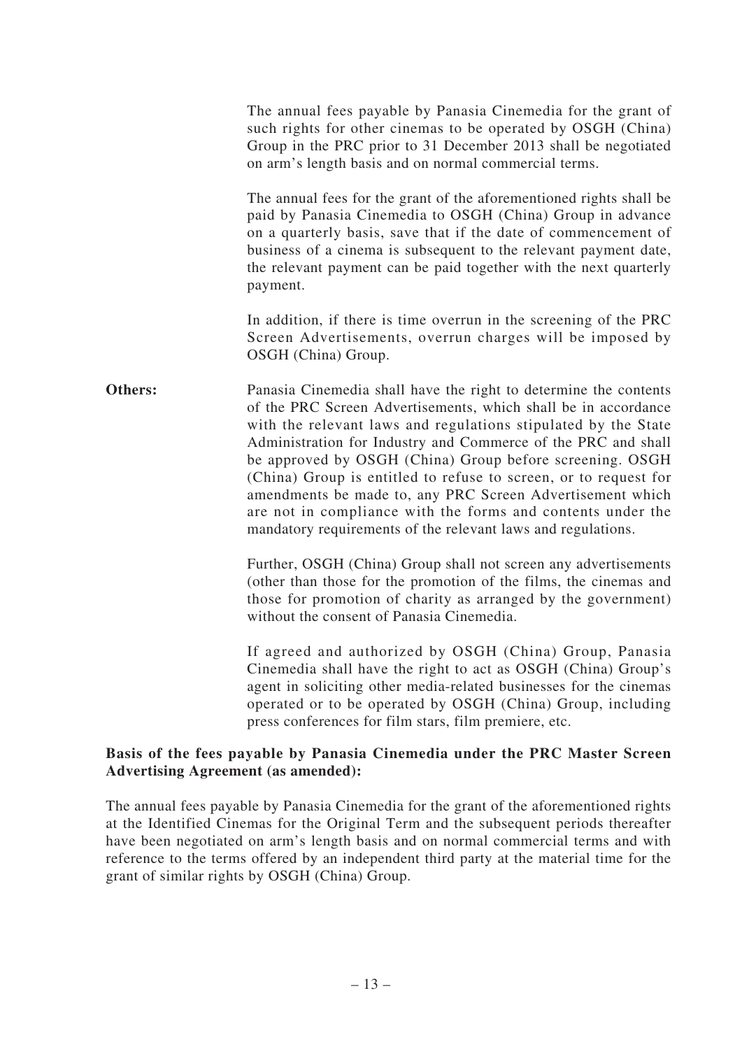The annual fees payable by Panasia Cinemedia for the grant of such rights for other cinemas to be operated by OSGH (China) Group in the PRC prior to 31 December 2013 shall be negotiated on arm's length basis and on normal commercial terms.

The annual fees for the grant of the aforementioned rights shall be paid by Panasia Cinemedia to OSGH (China) Group in advance on a quarterly basis, save that if the date of commencement of business of a cinema is subsequent to the relevant payment date, the relevant payment can be paid together with the next quarterly payment.

In addition, if there is time overrun in the screening of the PRC Screen Advertisements, overrun charges will be imposed by OSGH (China) Group.

**Others:** Panasia Cinemedia shall have the right to determine the contents of the PRC Screen Advertisements, which shall be in accordance with the relevant laws and regulations stipulated by the State Administration for Industry and Commerce of the PRC and shall be approved by OSGH (China) Group before screening. OSGH (China) Group is entitled to refuse to screen, or to request for amendments be made to, any PRC Screen Advertisement which are not in compliance with the forms and contents under the mandatory requirements of the relevant laws and regulations.

Further, OSGH (China) Group shall not screen any advertisements (other than those for the promotion of the films, the cinemas and those for promotion of charity as arranged by the government) without the consent of Panasia Cinemedia.

If agreed and authorized by OSGH (China) Group, Panasia Cinemedia shall have the right to act as OSGH (China) Group's agent in soliciting other media-related businesses for the cinemas operated or to be operated by OSGH (China) Group, including press conferences for film stars, film premiere, etc.

**Basis of the fees payable by Panasia Cinemedia under the PRC Master Screen Advertising Agreement (as amended):**

The annual fees payable by Panasia Cinemedia for the grant of the aforementioned rights at the Identified Cinemas for the Original Term and the subsequent periods thereafter have been negotiated on arm's length basis and on normal commercial terms and with reference to the terms offered by an independent third party at the material time for the grant of similar rights by OSGH (China) Group.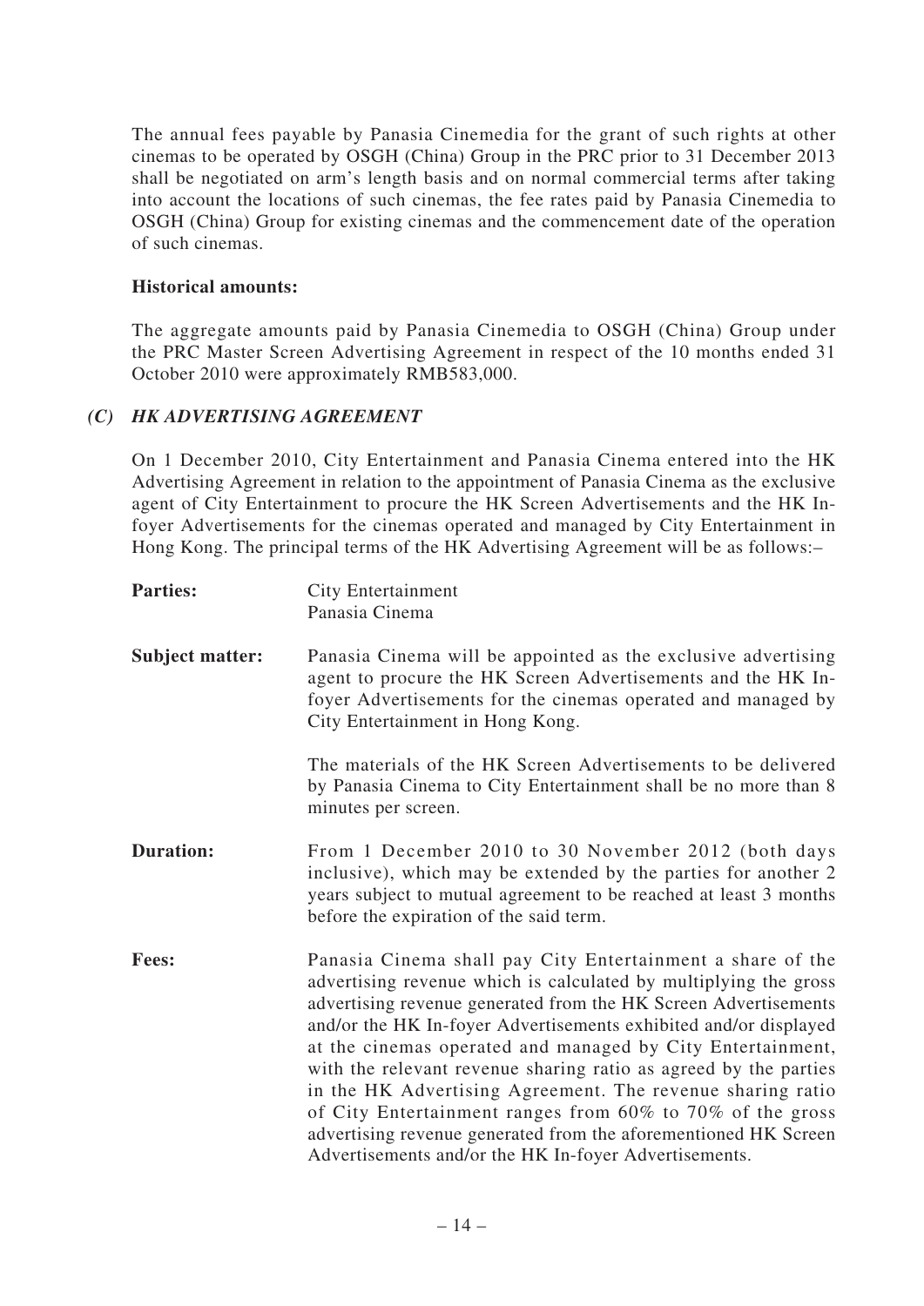The annual fees payable by Panasia Cinemedia for the grant of such rights at other cinemas to be operated by OSGH (China) Group in the PRC prior to 31 December 2013 shall be negotiated on arm's length basis and on normal commercial terms after taking into account the locations of such cinemas, the fee rates paid by Panasia Cinemedia to OSGH (China) Group for existing cinemas and the commencement date of the operation of such cinemas.

**Historical amounts:**

The aggregate amounts paid by Panasia Cinemedia to OSGH (China) Group under the PRC Master Screen Advertising Agreement in respect of the 10 months ended 31 October 2010 were approximately RMB583,000.

### *(C) HK ADVERTISING AGREEMENT*

On 1 December 2010, City Entertainment and Panasia Cinema entered into the HK Advertising Agreement in relation to the appointment of Panasia Cinema as the exclusive agent of City Entertainment to procure the HK Screen Advertisements and the HK In-foyer Advertisements for the cinemas operated and managed by City Entertainment in Hong Kong. The principal terms of the HK Advertising Agreement will be as follows:–

**Parties:** City Entertainment
Panasia Cinema

**Subject matter:** Panasia Cinema will be appointed as the exclusive advertising agent to procure the HK Screen Advertisements and the HK In-foyer Advertisements for the cinemas operated and managed by City Entertainment in Hong Kong.

The materials of the HK Screen Advertisements to be delivered by Panasia Cinema to City Entertainment shall be no more than 8 minutes per screen.

**Duration:** From 1 December 2010 to 30 November 2012 (both days inclusive), which may be extended by the parties for another 2 years subject to mutual agreement to be reached at least 3 months before the expiration of the said term.

**Fees:** Panasia Cinema shall pay City Entertainment a share of the advertising revenue which is calculated by multiplying the gross advertising revenue generated from the HK Screen Advertisements and/or the HK In-foyer Advertisements exhibited and/or displayed at the cinemas operated and managed by City Entertainment, with the relevant revenue sharing ratio as agreed by the parties in the HK Advertising Agreement. The revenue sharing ratio of City Entertainment ranges from 60% to 70% of the gross advertising revenue generated from the aforementioned HK Screen Advertisements and/or the HK In-foyer Advertisements.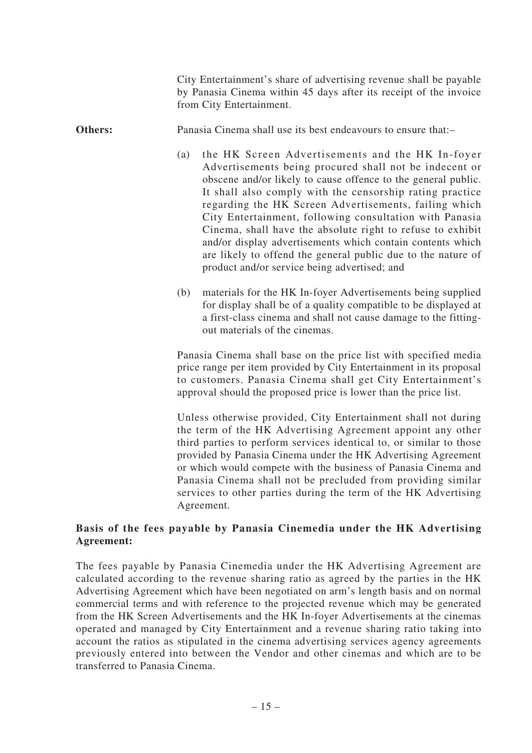City Entertainment's share of advertising revenue shall be payable by Panasia Cinema within 45 days after its receipt of the invoice from City Entertainment.

**Others:** Panasia Cinema shall use its best endeavours to ensure that:–

(a) the HK Screen Advertisements and the HK In-foyer Advertisements being procured shall not be indecent or obscene and/or likely to cause offence to the general public. It shall also comply with the censorship rating practice regarding the HK Screen Advertisements, failing which City Entertainment, following consultation with Panasia Cinema, shall have the absolute right to refuse to exhibit and/or display advertisements which contain contents which are likely to offend the general public due to the nature of product and/or service being advertised; and

(b) materials for the HK In-foyer Advertisements being supplied for display shall be of a quality compatible to be displayed at a first-class cinema and shall not cause damage to the fitting-out materials of the cinemas.

Panasia Cinema shall base on the price list with specified media price range per item provided by City Entertainment in its proposal to customers. Panasia Cinema shall get City Entertainment's approval should the proposed price is lower than the price list.

Unless otherwise provided, City Entertainment shall not during the term of the HK Advertising Agreement appoint any other third parties to perform services identical to, or similar to those provided by Panasia Cinema under the HK Advertising Agreement or which would compete with the business of Panasia Cinema and Panasia Cinema shall not be precluded from providing similar services to other parties during the term of the HK Advertising Agreement.

**Basis of the fees payable by Panasia Cinemedia under the HK Advertising Agreement:**

The fees payable by Panasia Cinemedia under the HK Advertising Agreement are calculated according to the revenue sharing ratio as agreed by the parties in the HK Advertising Agreement which have been negotiated on arm's length basis and on normal commercial terms and with reference to the projected revenue which may be generated from the HK Screen Advertisements and the HK In-foyer Advertisements at the cinemas operated and managed by City Entertainment and a revenue sharing ratio taking into account the ratios as stipulated in the cinema advertising services agency agreements previously entered into between the Vendor and other cinemas and which are to be transferred to Panasia Cinema.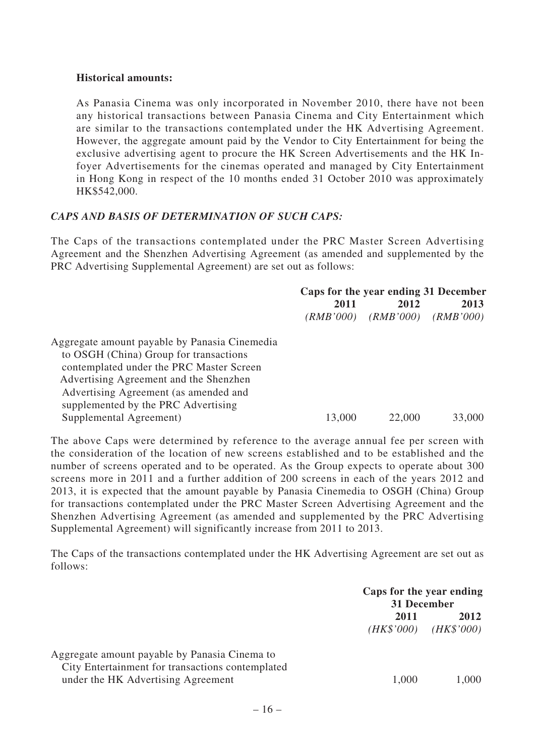**Historical amounts:**

As Panasia Cinema was only incorporated in November 2010, there have not been any historical transactions between Panasia Cinema and City Entertainment which are similar to the transactions contemplated under the HK Advertising Agreement. However, the aggregate amount paid by the Vendor to City Entertainment for being the exclusive advertising agent to procure the HK Screen Advertisements and the HK In-foyer Advertisements for the cinemas operated and managed by City Entertainment in Hong Kong in respect of the 10 months ended 31 October 2010 was approximately HK$542,000.

***CAPS AND BASIS OF DETERMINATION OF SUCH CAPS:***

The Caps of the transactions contemplated under the PRC Master Screen Advertising Agreement and the Shenzhen Advertising Agreement (as amended and supplemented by the PRC Advertising Supplemental Agreement) are set out as follows:

| | **Caps for the year ending 31 December** | | |
|---|---|---|---|
| | **2011** | **2012** | **2013** |
| | *(RMB'000)* | *(RMB'000)* | *(RMB'000)* |
| Aggregate amount payable by Panasia Cinemedia to OSGH (China) Group for transactions contemplated under the PRC Master Screen Advertising Agreement and the Shenzhen Advertising Agreement (as amended and supplemented by the PRC Advertising Supplemental Agreement) | 13,000 | 22,000 | 33,000 |

The above Caps were determined by reference to the average annual fee per screen with the consideration of the location of new screens established and to be established and the number of screens operated and to be operated. As the Group expects to operate about 300 screens more in 2011 and a further addition of 200 screens in each of the years 2012 and 2013, it is expected that the amount payable by Panasia Cinemedia to OSGH (China) Group for transactions contemplated under the PRC Master Screen Advertising Agreement and the Shenzhen Advertising Agreement (as amended and supplemented by the PRC Advertising Supplemental Agreement) will significantly increase from 2011 to 2013.

The Caps of the transactions contemplated under the HK Advertising Agreement are set out as follows:

| | **Caps for the year ending 31 December** | |
|---|---|---|
| | **2011** | **2012** |
| | *(HK$'000)* | *(HK$'000)* |
| Aggregate amount payable by Panasia Cinema to City Entertainment for transactions contemplated under the HK Advertising Agreement | 1,000 | 1,000 |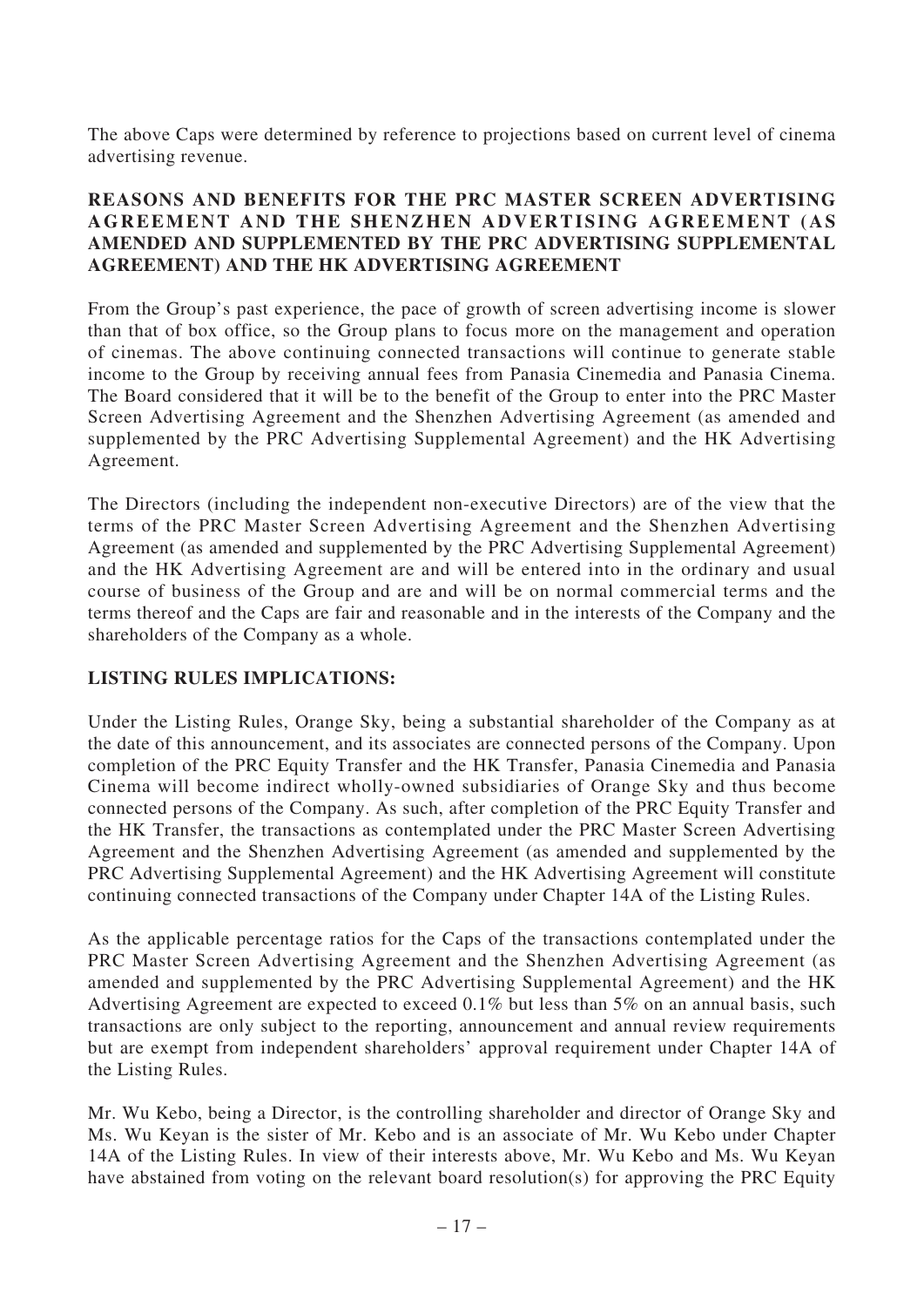The above Caps were determined by reference to projections based on current level of cinema advertising revenue.

**REASONS AND BENEFITS FOR THE PRC MASTER SCREEN ADVERTISING AGREEMENT AND THE SHENZHEN ADVERTISING AGREEMENT (AS AMENDED AND SUPPLEMENTED BY THE PRC ADVERTISING SUPPLEMENTAL AGREEMENT) AND THE HK ADVERTISING AGREEMENT**

From the Group's past experience, the pace of growth of screen advertising income is slower than that of box office, so the Group plans to focus more on the management and operation of cinemas. The above continuing connected transactions will continue to generate stable income to the Group by receiving annual fees from Panasia Cinemedia and Panasia Cinema. The Board considered that it will be to the benefit of the Group to enter into the PRC Master Screen Advertising Agreement and the Shenzhen Advertising Agreement (as amended and supplemented by the PRC Advertising Supplemental Agreement) and the HK Advertising Agreement.

The Directors (including the independent non-executive Directors) are of the view that the terms of the PRC Master Screen Advertising Agreement and the Shenzhen Advertising Agreement (as amended and supplemented by the PRC Advertising Supplemental Agreement) and the HK Advertising Agreement are and will be entered into in the ordinary and usual course of business of the Group and are and will be on normal commercial terms and the terms thereof and the Caps are fair and reasonable and in the interests of the Company and the shareholders of the Company as a whole.

**LISTING RULES IMPLICATIONS:**

Under the Listing Rules, Orange Sky, being a substantial shareholder of the Company as at the date of this announcement, and its associates are connected persons of the Company. Upon completion of the PRC Equity Transfer and the HK Transfer, Panasia Cinemedia and Panasia Cinema will become indirect wholly-owned subsidiaries of Orange Sky and thus become connected persons of the Company. As such, after completion of the PRC Equity Transfer and the HK Transfer, the transactions as contemplated under the PRC Master Screen Advertising Agreement and the Shenzhen Advertising Agreement (as amended and supplemented by the PRC Advertising Supplemental Agreement) and the HK Advertising Agreement will constitute continuing connected transactions of the Company under Chapter 14A of the Listing Rules.

As the applicable percentage ratios for the Caps of the transactions contemplated under the PRC Master Screen Advertising Agreement and the Shenzhen Advertising Agreement (as amended and supplemented by the PRC Advertising Supplemental Agreement) and the HK Advertising Agreement are expected to exceed 0.1% but less than 5% on an annual basis, such transactions are only subject to the reporting, announcement and annual review requirements but are exempt from independent shareholders' approval requirement under Chapter 14A of the Listing Rules.

Mr. Wu Kebo, being a Director, is the controlling shareholder and director of Orange Sky and Ms. Wu Keyan is the sister of Mr. Kebo and is an associate of Mr. Wu Kebo under Chapter 14A of the Listing Rules. In view of their interests above, Mr. Wu Kebo and Ms. Wu Keyan have abstained from voting on the relevant board resolution(s) for approving the PRC Equity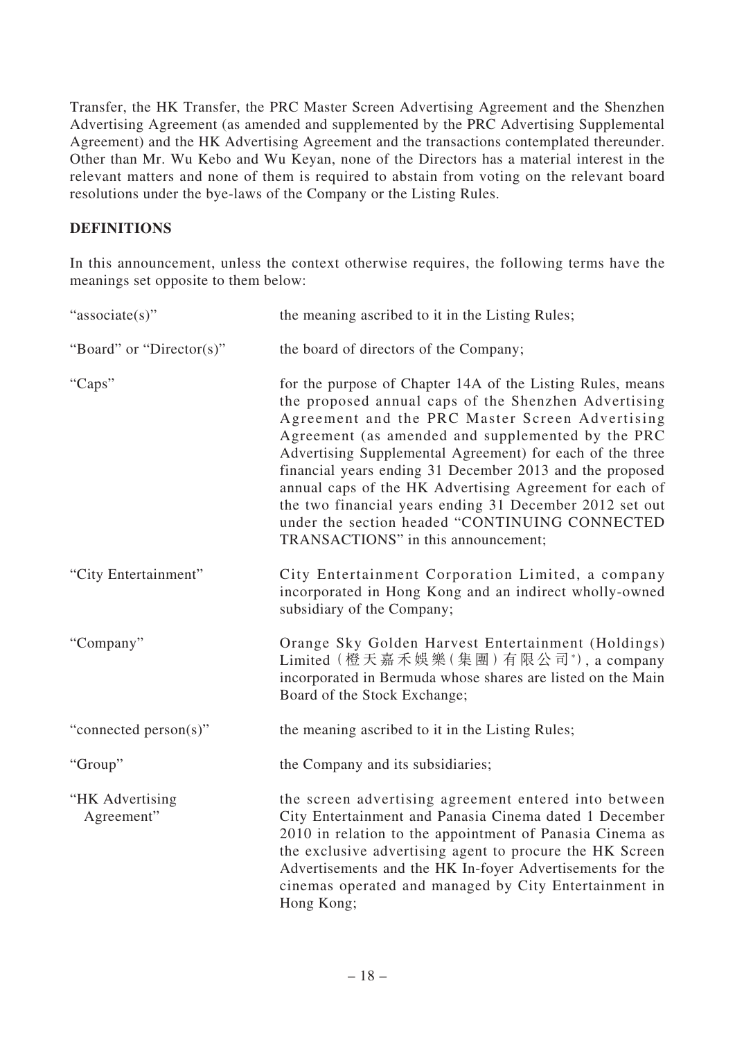Transfer, the HK Transfer, the PRC Master Screen Advertising Agreement and the Shenzhen Advertising Agreement (as amended and supplemented by the PRC Advertising Supplemental Agreement) and the HK Advertising Agreement and the transactions contemplated thereunder. Other than Mr. Wu Kebo and Wu Keyan, none of the Directors has a material interest in the relevant matters and none of them is required to abstain from voting on the relevant board resolutions under the bye-laws of the Company or the Listing Rules.

## DEFINITIONS

In this announcement, unless the context otherwise requires, the following terms have the meanings set opposite to them below:

| | |
|---|---|
| "associate(s)" | the meaning ascribed to it in the Listing Rules; |
| "Board" or "Director(s)" | the board of directors of the Company; |
| "Caps" | for the purpose of Chapter 14A of the Listing Rules, means the proposed annual caps of the Shenzhen Advertising Agreement and the PRC Master Screen Advertising Agreement (as amended and supplemented by the PRC Advertising Supplemental Agreement) for each of the three financial years ending 31 December 2013 and the proposed annual caps of the HK Advertising Agreement for each of the two financial years ending 31 December 2012 set out under the section headed "CONTINUING CONNECTED TRANSACTIONS" in this announcement; |
| "City Entertainment" | City Entertainment Corporation Limited, a company incorporated in Hong Kong and an indirect wholly-owned subsidiary of the Company; |
| "Company" | Orange Sky Golden Harvest Entertainment (Holdings) Limited (橙天嘉禾娛樂(集團)有限公司*), a company incorporated in Bermuda whose shares are listed on the Main Board of the Stock Exchange; |
| "connected person(s)" | the meaning ascribed to it in the Listing Rules; |
| "Group" | the Company and its subsidiaries; |
| "HK Advertising Agreement" | the screen advertising agreement entered into between City Entertainment and Panasia Cinema dated 1 December 2010 in relation to the appointment of Panasia Cinema as the exclusive advertising agent to procure the HK Screen Advertisements and the HK In-foyer Advertisements for the cinemas operated and managed by City Entertainment in Hong Kong; |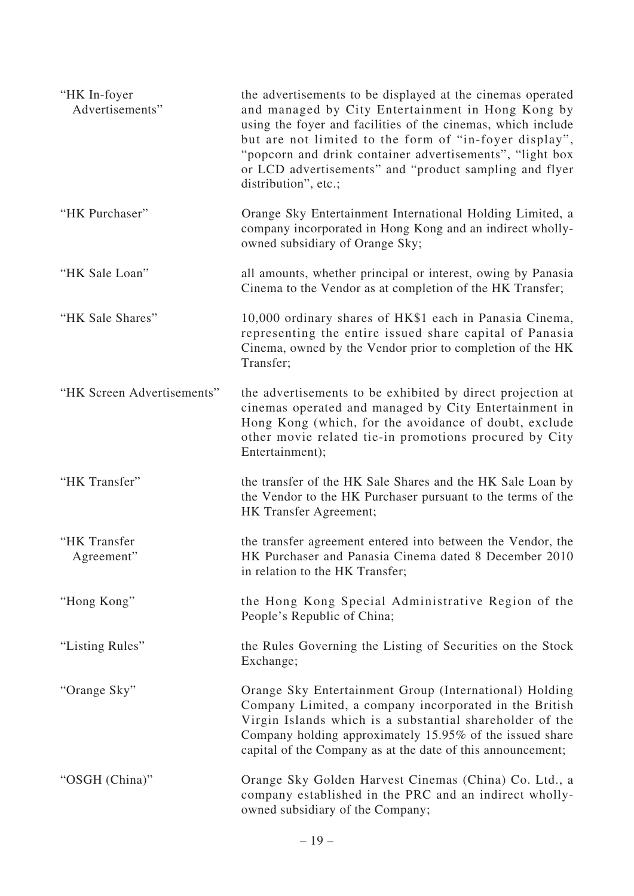| | |
|---|---|
| "HK In-foyer Advertisements" | the advertisements to be displayed at the cinemas operated and managed by City Entertainment in Hong Kong by using the foyer and facilities of the cinemas, which include but are not limited to the form of "in-foyer display", "popcorn and drink container advertisements", "light box or LCD advertisements" and "product sampling and flyer distribution", etc.; |
| "HK Purchaser" | Orange Sky Entertainment International Holding Limited, a company incorporated in Hong Kong and an indirect wholly-owned subsidiary of Orange Sky; |
| "HK Sale Loan" | all amounts, whether principal or interest, owing by Panasia Cinema to the Vendor as at completion of the HK Transfer; |
| "HK Sale Shares" | 10,000 ordinary shares of HK$1 each in Panasia Cinema, representing the entire issued share capital of Panasia Cinema, owned by the Vendor prior to completion of the HK Transfer; |
| "HK Screen Advertisements" | the advertisements to be exhibited by direct projection at cinemas operated and managed by City Entertainment in Hong Kong (which, for the avoidance of doubt, exclude other movie related tie-in promotions procured by City Entertainment); |
| "HK Transfer" | the transfer of the HK Sale Shares and the HK Sale Loan by the Vendor to the HK Purchaser pursuant to the terms of the HK Transfer Agreement; |
| "HK Transfer Agreement" | the transfer agreement entered into between the Vendor, the HK Purchaser and Panasia Cinema dated 8 December 2010 in relation to the HK Transfer; |
| "Hong Kong" | the Hong Kong Special Administrative Region of the People's Republic of China; |
| "Listing Rules" | the Rules Governing the Listing of Securities on the Stock Exchange; |
| "Orange Sky" | Orange Sky Entertainment Group (International) Holding Company Limited, a company incorporated in the British Virgin Islands which is a substantial shareholder of the Company holding approximately 15.95% of the issued share capital of the Company as at the date of this announcement; |
| "OSGH (China)" | Orange Sky Golden Harvest Cinemas (China) Co. Ltd., a company established in the PRC and an indirect wholly-owned subsidiary of the Company; |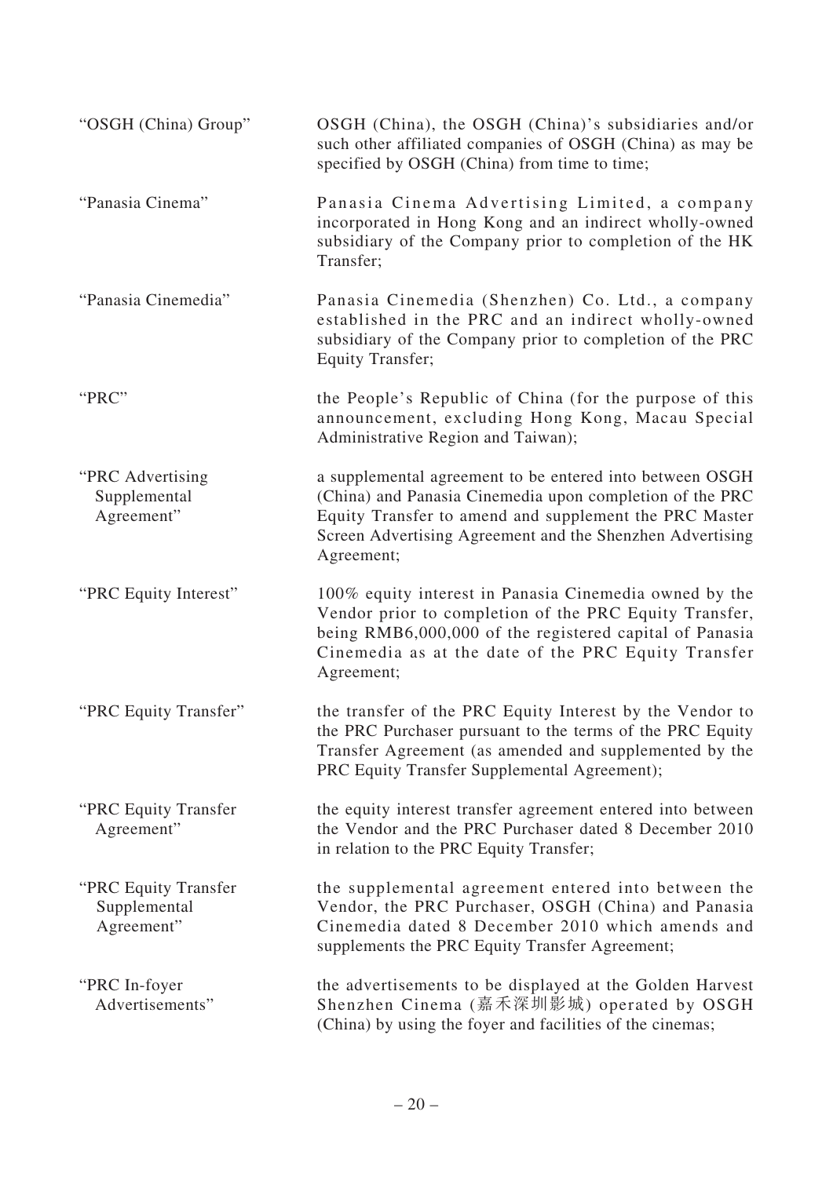| | |
|---|---|
| "OSGH (China) Group" | OSGH (China), the OSGH (China)'s subsidiaries and/or such other affiliated companies of OSGH (China) as may be specified by OSGH (China) from time to time; |
| "Panasia Cinema" | Panasia Cinema Advertising Limited, a company incorporated in Hong Kong and an indirect wholly-owned subsidiary of the Company prior to completion of the HK Transfer; |
| "Panasia Cinemedia" | Panasia Cinemedia (Shenzhen) Co. Ltd., a company established in the PRC and an indirect wholly-owned subsidiary of the Company prior to completion of the PRC Equity Transfer; |
| "PRC" | the People's Republic of China (for the purpose of this announcement, excluding Hong Kong, Macau Special Administrative Region and Taiwan); |
| "PRC Advertising Supplemental Agreement" | a supplemental agreement to be entered into between OSGH (China) and Panasia Cinemedia upon completion of the PRC Equity Transfer to amend and supplement the PRC Master Screen Advertising Agreement and the Shenzhen Advertising Agreement; |
| "PRC Equity Interest" | 100% equity interest in Panasia Cinemedia owned by the Vendor prior to completion of the PRC Equity Transfer, being RMB6,000,000 of the registered capital of Panasia Cinemedia as at the date of the PRC Equity Transfer Agreement; |
| "PRC Equity Transfer" | the transfer of the PRC Equity Interest by the Vendor to the PRC Purchaser pursuant to the terms of the PRC Equity Transfer Agreement (as amended and supplemented by the PRC Equity Transfer Supplemental Agreement); |
| "PRC Equity Transfer Agreement" | the equity interest transfer agreement entered into between the Vendor and the PRC Purchaser dated 8 December 2010 in relation to the PRC Equity Transfer; |
| "PRC Equity Transfer Supplemental Agreement" | the supplemental agreement entered into between the Vendor, the PRC Purchaser, OSGH (China) and Panasia Cinemedia dated 8 December 2010 which amends and supplements the PRC Equity Transfer Agreement; |
| "PRC In-foyer Advertisements" | the advertisements to be displayed at the Golden Harvest Shenzhen Cinema (嘉禾深圳影城) operated by OSGH (China) by using the foyer and facilities of the cinemas; |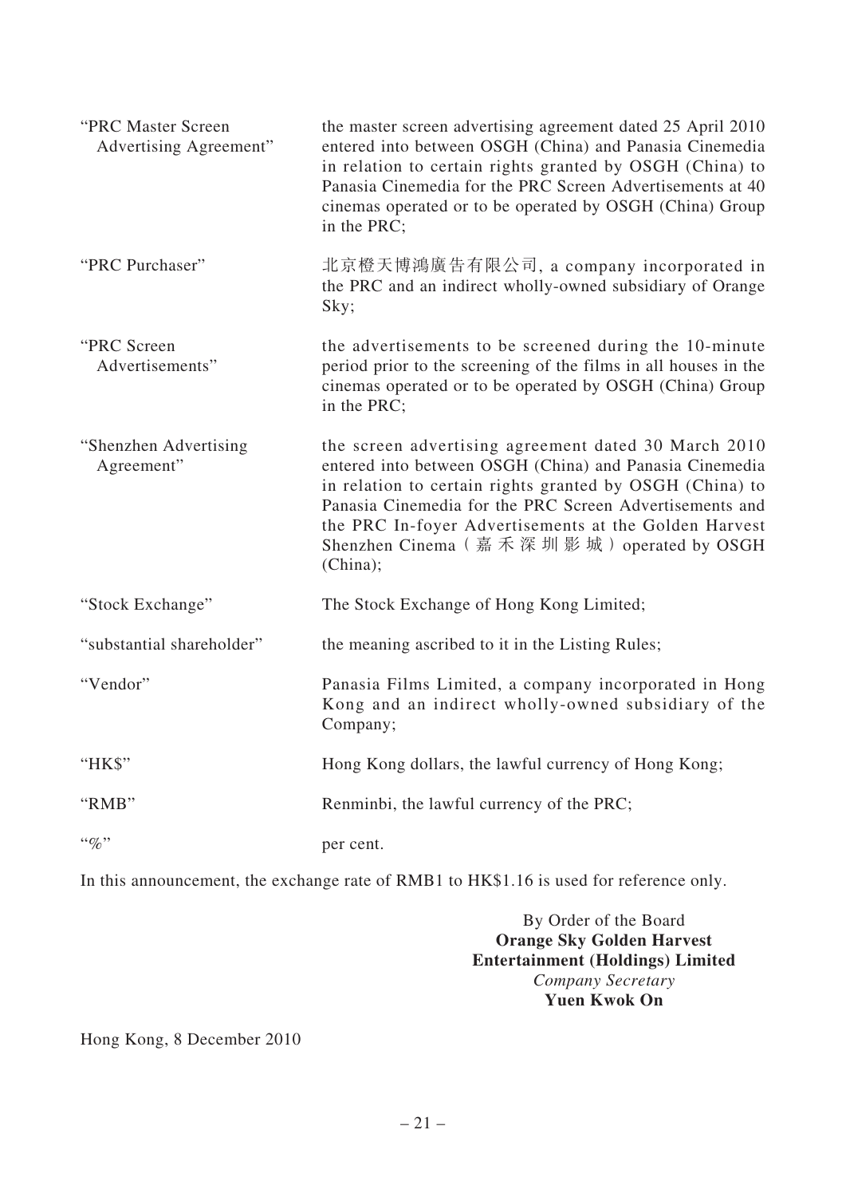| | |
|---|---|
| "PRC Master Screen Advertising Agreement" | the master screen advertising agreement dated 25 April 2010 entered into between OSGH (China) and Panasia Cinemedia in relation to certain rights granted by OSGH (China) to Panasia Cinemedia for the PRC Screen Advertisements at 40 cinemas operated or to be operated by OSGH (China) Group in the PRC; |
| "PRC Purchaser" | 北京橙天博鴻廣告有限公司, a company incorporated in the PRC and an indirect wholly-owned subsidiary of Orange Sky; |
| "PRC Screen Advertisements" | the advertisements to be screened during the 10-minute period prior to the screening of the films in all houses in the cinemas operated or to be operated by OSGH (China) Group in the PRC; |
| "Shenzhen Advertising Agreement" | the screen advertising agreement dated 30 March 2010 entered into between OSGH (China) and Panasia Cinemedia in relation to certain rights granted by OSGH (China) to Panasia Cinemedia for the PRC Screen Advertisements and the PRC In-foyer Advertisements at the Golden Harvest Shenzhen Cinema（嘉禾深圳影城）operated by OSGH (China); |
| "Stock Exchange" | The Stock Exchange of Hong Kong Limited; |
| "substantial shareholder" | the meaning ascribed to it in the Listing Rules; |
| "Vendor" | Panasia Films Limited, a company incorporated in Hong Kong and an indirect wholly-owned subsidiary of the Company; |
| "HK$" | Hong Kong dollars, the lawful currency of Hong Kong; |
| "RMB" | Renminbi, the lawful currency of the PRC; |
| "%" | per cent. |

In this announcement, the exchange rate of RMB1 to HK$1.16 is used for reference only.

By Order of the Board
**Orange Sky Golden Harvest Entertainment (Holdings) Limited**
*Company Secretary*
**Yuen Kwok On**

Hong Kong, 8 December 2010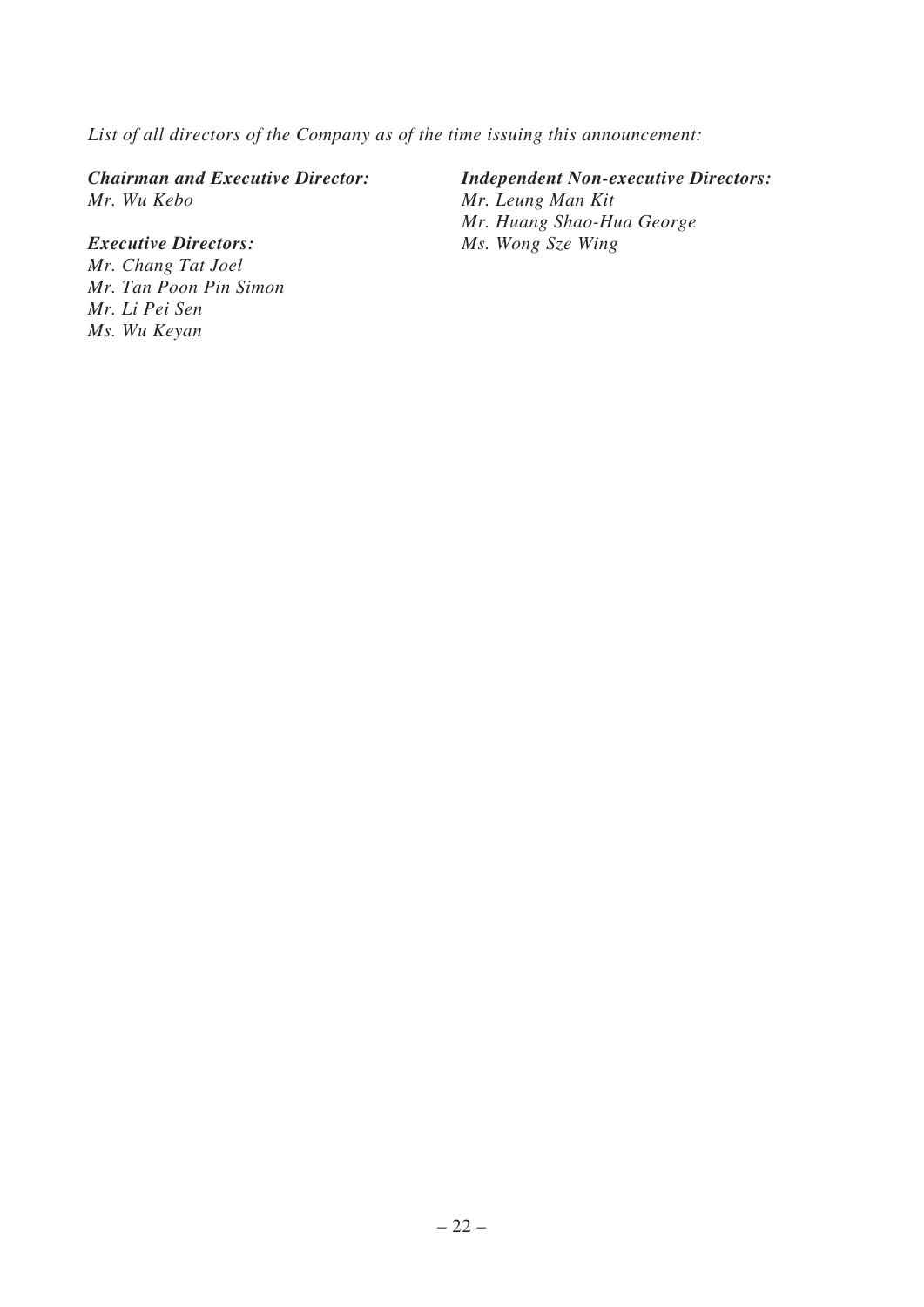*List of all directors of the Company as of the time issuing this announcement:*

***Chairman and Executive Director:***
*Mr. Wu Kebo*

***Executive Directors:***
*Mr. Chang Tat Joel*
*Mr. Tan Poon Pin Simon*
*Mr. Li Pei Sen*
*Ms. Wu Keyan*

***Independent Non-executive Directors:***
*Mr. Leung Man Kit*
*Mr. Huang Shao-Hua George*
*Ms. Wong Sze Wing*